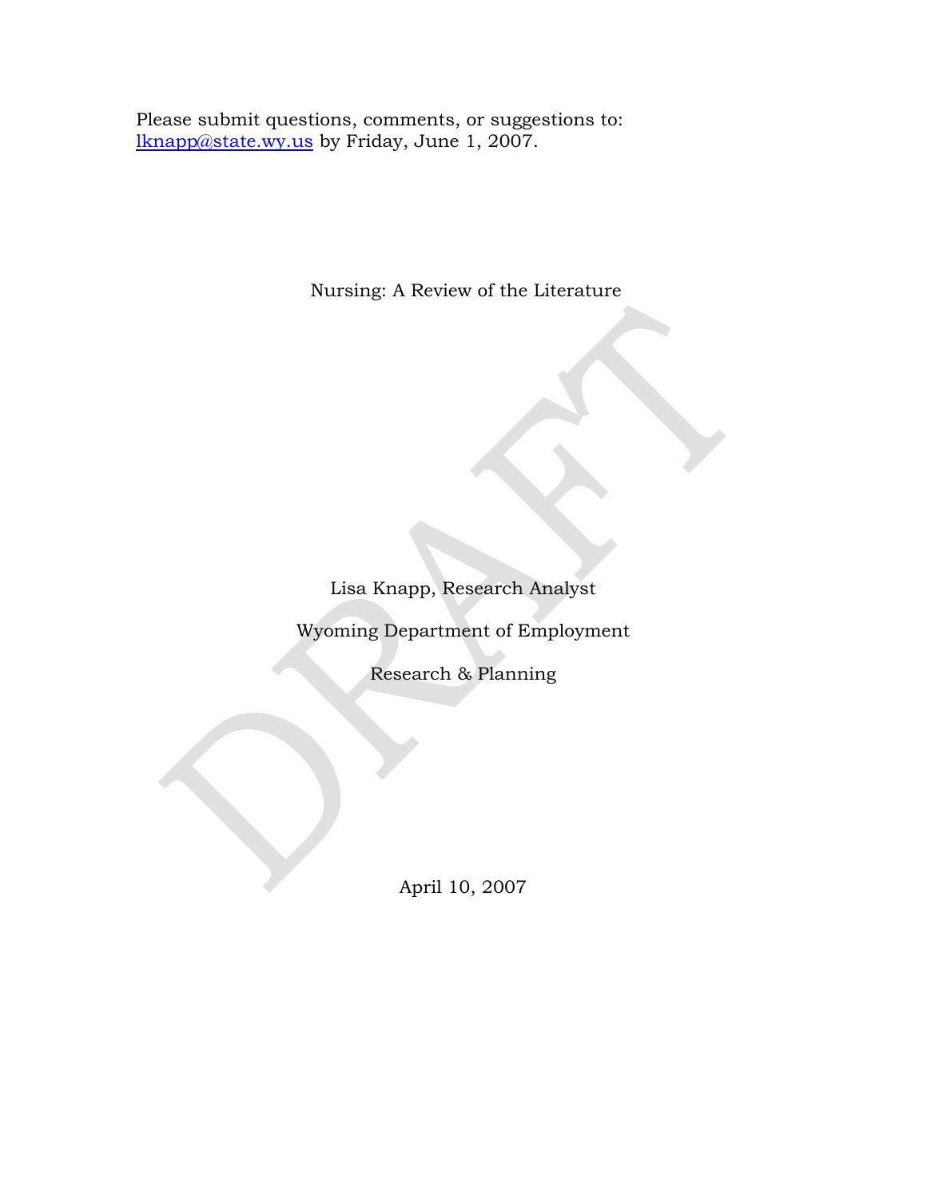Please submit questions, comments, or suggestions to: [lknapp@state.wy.us](mailto:lknapp@state.wy.us) by Friday, June 1, 2007.

# Nursing: A Review of the Literature

Lisa Knapp, Research Analyst

Wyoming Department of Employment

Research & Planning

April 10, 2007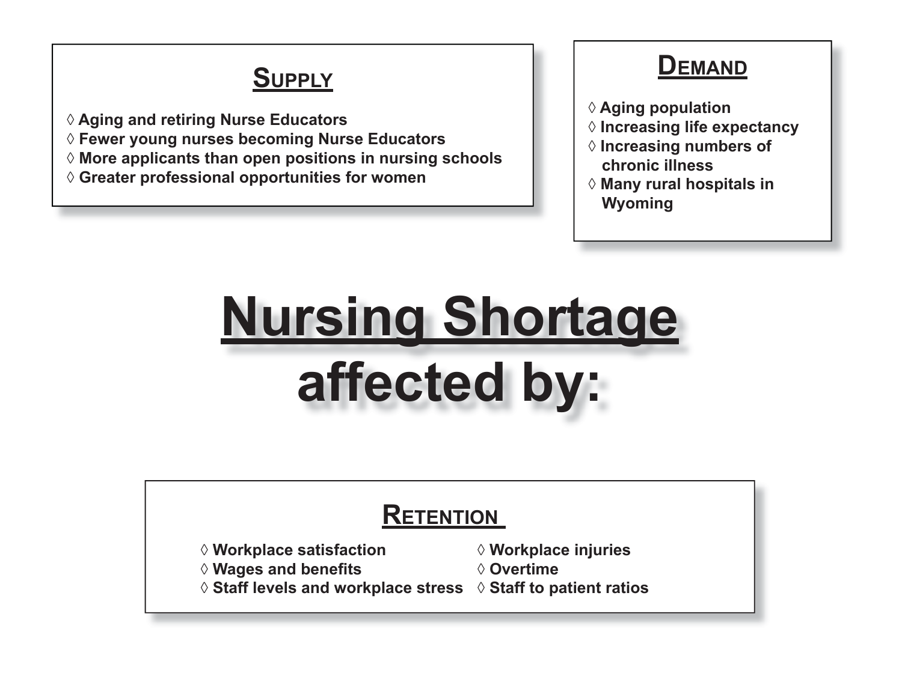# Nursing Shortage affected by:

## Supply

◊ Aging and retiring Nurse Educators
◊ Fewer young nurses becoming Nurse Educators
◊ More applicants than open positions in nursing schools
◊ Greater professional opportunities for women

## Demand

◊ Aging population
◊ Increasing life expectancy
◊ Increasing numbers of chronic illness
◊ Many rural hospitals in Wyoming

## Retention

◊ Workplace satisfaction
◊ Wages and benefits
◊ Staff levels and workplace stress
◊ Workplace injuries
◊ Overtime
◊ Staff to patient ratios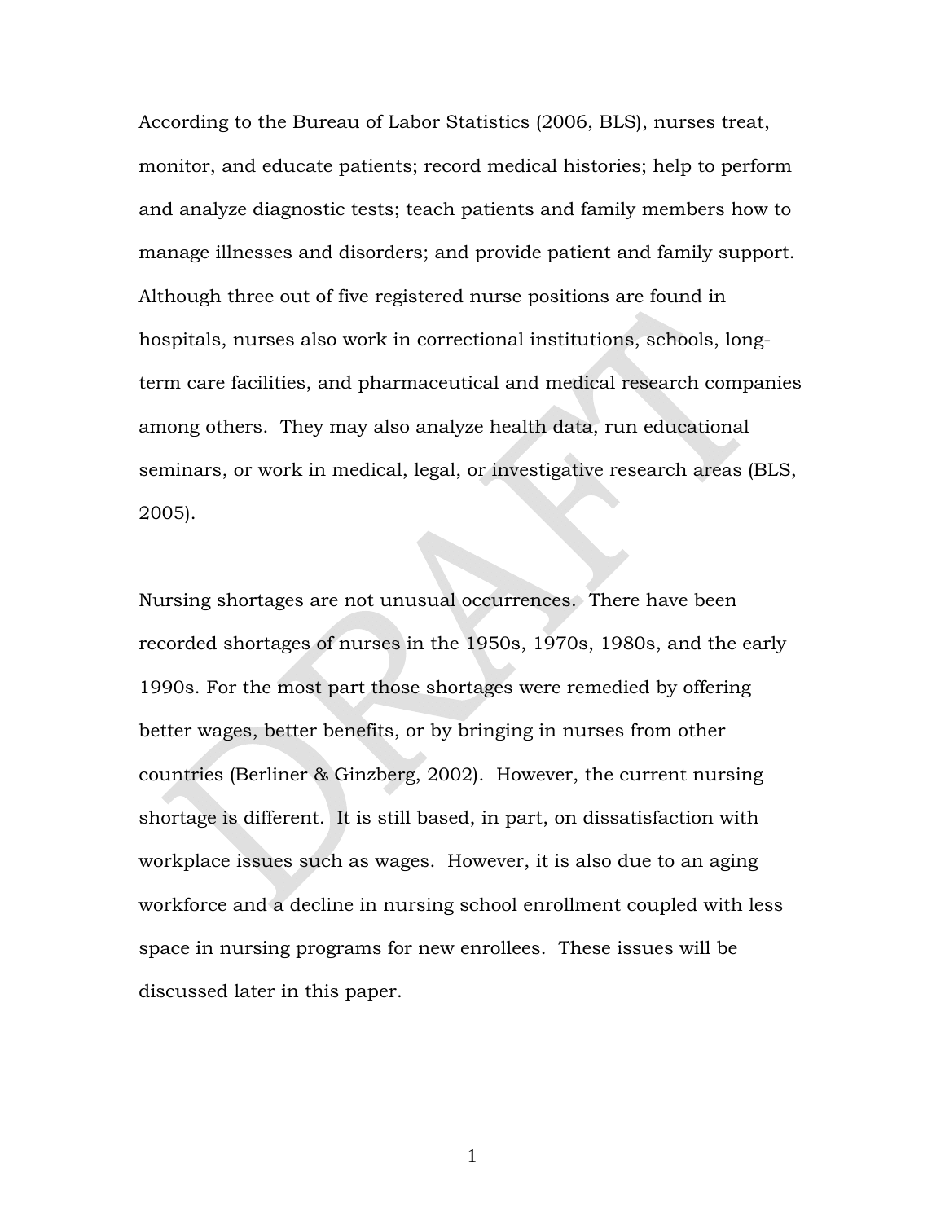According to the Bureau of Labor Statistics (2006, BLS), nurses treat, monitor, and educate patients; record medical histories; help to perform and analyze diagnostic tests; teach patients and family members how to manage illnesses and disorders; and provide patient and family support. Although three out of five registered nurse positions are found in hospitals, nurses also work in correctional institutions, schools, long-term care facilities, and pharmaceutical and medical research companies among others. They may also analyze health data, run educational seminars, or work in medical, legal, or investigative research areas (BLS, 2005).

Nursing shortages are not unusual occurrences. There have been recorded shortages of nurses in the 1950s, 1970s, 1980s, and the early 1990s. For the most part those shortages were remedied by offering better wages, better benefits, or by bringing in nurses from other countries (Berliner & Ginzberg, 2002). However, the current nursing shortage is different. It is still based, in part, on dissatisfaction with workplace issues such as wages. However, it is also due to an aging workforce and a decline in nursing school enrollment coupled with less space in nursing programs for new enrollees. These issues will be discussed later in this paper.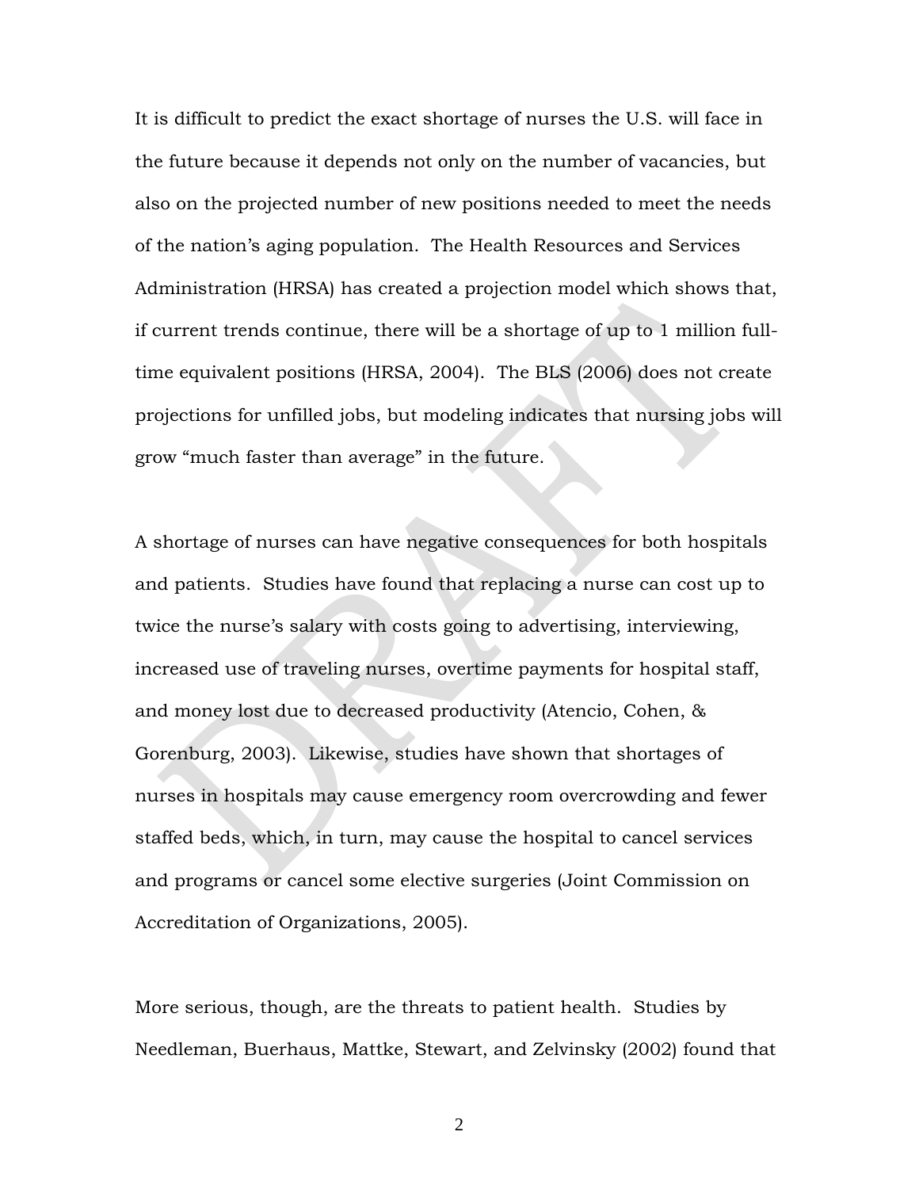It is difficult to predict the exact shortage of nurses the U.S. will face in the future because it depends not only on the number of vacancies, but also on the projected number of new positions needed to meet the needs of the nation's aging population. The Health Resources and Services Administration (HRSA) has created a projection model which shows that, if current trends continue, there will be a shortage of up to 1 million full-time equivalent positions (HRSA, 2004). The BLS (2006) does not create projections for unfilled jobs, but modeling indicates that nursing jobs will grow "much faster than average" in the future.

A shortage of nurses can have negative consequences for both hospitals and patients. Studies have found that replacing a nurse can cost up to twice the nurse's salary with costs going to advertising, interviewing, increased use of traveling nurses, overtime payments for hospital staff, and money lost due to decreased productivity (Atencio, Cohen, & Gorenburg, 2003). Likewise, studies have shown that shortages of nurses in hospitals may cause emergency room overcrowding and fewer staffed beds, which, in turn, may cause the hospital to cancel services and programs or cancel some elective surgeries (Joint Commission on Accreditation of Organizations, 2005).

More serious, though, are the threats to patient health. Studies by Needleman, Buerhaus, Mattke, Stewart, and Zelvinsky (2002) found that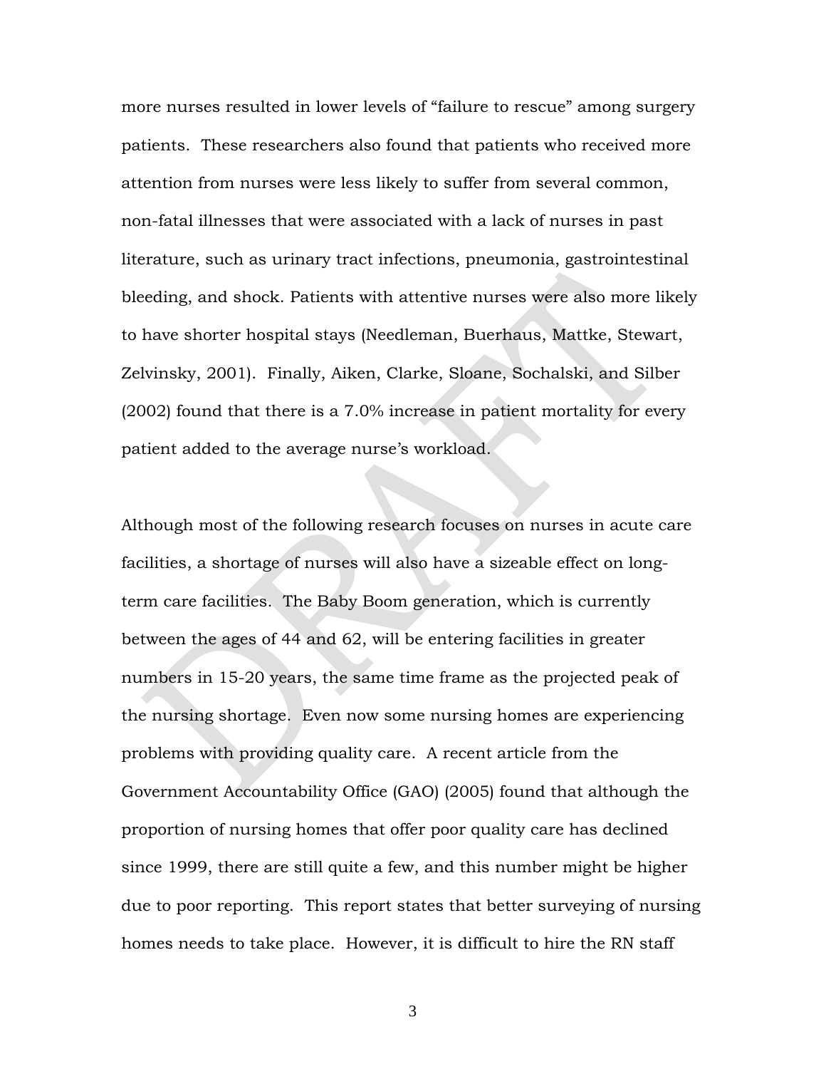more nurses resulted in lower levels of "failure to rescue" among surgery patients. These researchers also found that patients who received more attention from nurses were less likely to suffer from several common, non-fatal illnesses that were associated with a lack of nurses in past literature, such as urinary tract infections, pneumonia, gastrointestinal bleeding, and shock. Patients with attentive nurses were also more likely to have shorter hospital stays (Needleman, Buerhaus, Mattke, Stewart, Zelvinsky, 2001). Finally, Aiken, Clarke, Sloane, Sochalski, and Silber (2002) found that there is a 7.0% increase in patient mortality for every patient added to the average nurse's workload.

Although most of the following research focuses on nurses in acute care facilities, a shortage of nurses will also have a sizeable effect on long-term care facilities. The Baby Boom generation, which is currently between the ages of 44 and 62, will be entering facilities in greater numbers in 15-20 years, the same time frame as the projected peak of the nursing shortage. Even now some nursing homes are experiencing problems with providing quality care. A recent article from the Government Accountability Office (GAO) (2005) found that although the proportion of nursing homes that offer poor quality care has declined since 1999, there are still quite a few, and this number might be higher due to poor reporting. This report states that better surveying of nursing homes needs to take place. However, it is difficult to hire the RN staff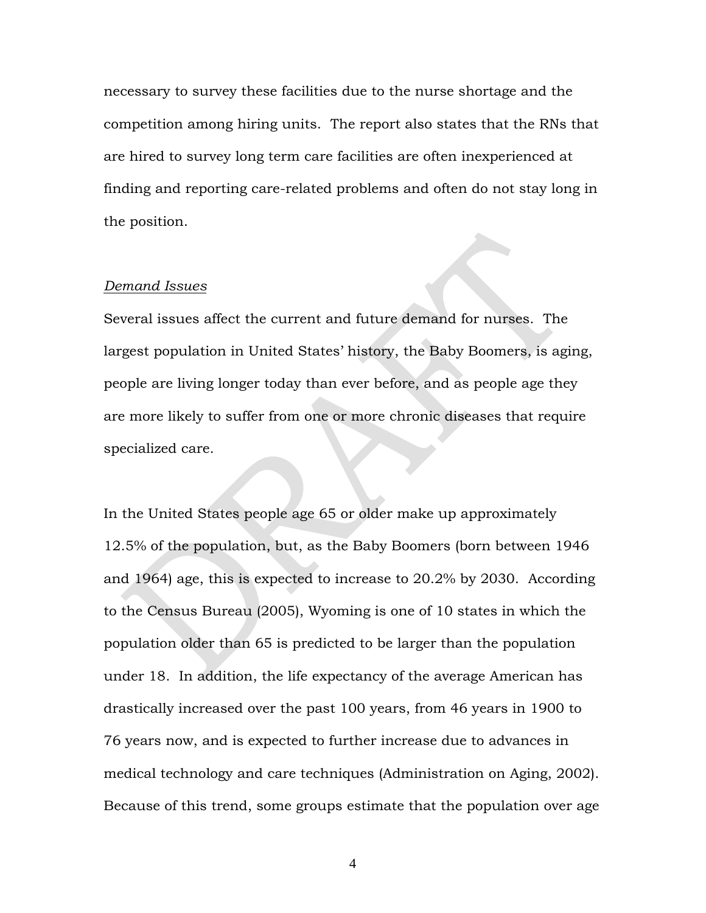necessary to survey these facilities due to the nurse shortage and the competition among hiring units. The report also states that the RNs that are hired to survey long term care facilities are often inexperienced at finding and reporting care-related problems and often do not stay long in the position.

*Demand Issues*

Several issues affect the current and future demand for nurses. The largest population in United States' history, the Baby Boomers, is aging, people are living longer today than ever before, and as people age they are more likely to suffer from one or more chronic diseases that require specialized care.

In the United States people age 65 or older make up approximately 12.5% of the population, but, as the Baby Boomers (born between 1946 and 1964) age, this is expected to increase to 20.2% by 2030. According to the Census Bureau (2005), Wyoming is one of 10 states in which the population older than 65 is predicted to be larger than the population under 18. In addition, the life expectancy of the average American has drastically increased over the past 100 years, from 46 years in 1900 to 76 years now, and is expected to further increase due to advances in medical technology and care techniques (Administration on Aging, 2002). Because of this trend, some groups estimate that the population over age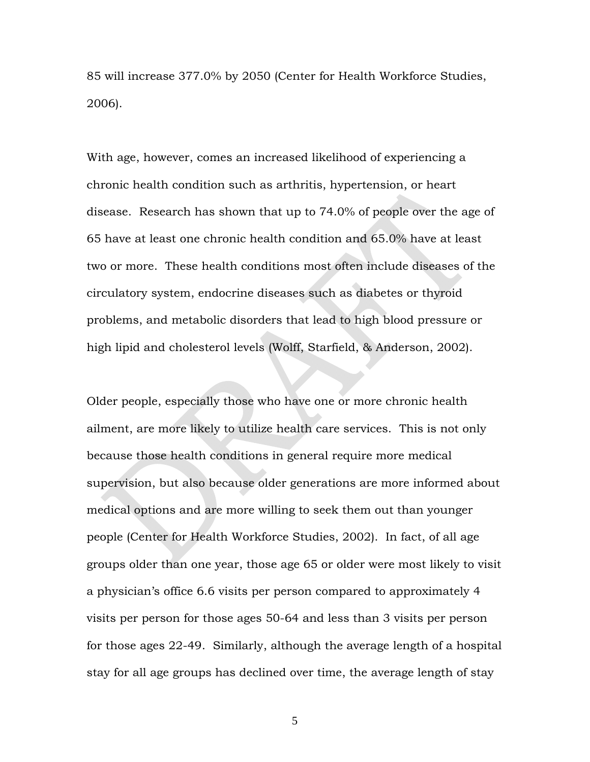85 will increase 377.0% by 2050 (Center for Health Workforce Studies, 2006).

With age, however, comes an increased likelihood of experiencing a chronic health condition such as arthritis, hypertension, or heart disease. Research has shown that up to 74.0% of people over the age of 65 have at least one chronic health condition and 65.0% have at least two or more. These health conditions most often include diseases of the circulatory system, endocrine diseases such as diabetes or thyroid problems, and metabolic disorders that lead to high blood pressure or high lipid and cholesterol levels (Wolff, Starfield, & Anderson, 2002).

Older people, especially those who have one or more chronic health ailment, are more likely to utilize health care services. This is not only because those health conditions in general require more medical supervision, but also because older generations are more informed about medical options and are more willing to seek them out than younger people (Center for Health Workforce Studies, 2002). In fact, of all age groups older than one year, those age 65 or older were most likely to visit a physician's office 6.6 visits per person compared to approximately 4 visits per person for those ages 50-64 and less than 3 visits per person for those ages 22-49. Similarly, although the average length of a hospital stay for all age groups has declined over time, the average length of stay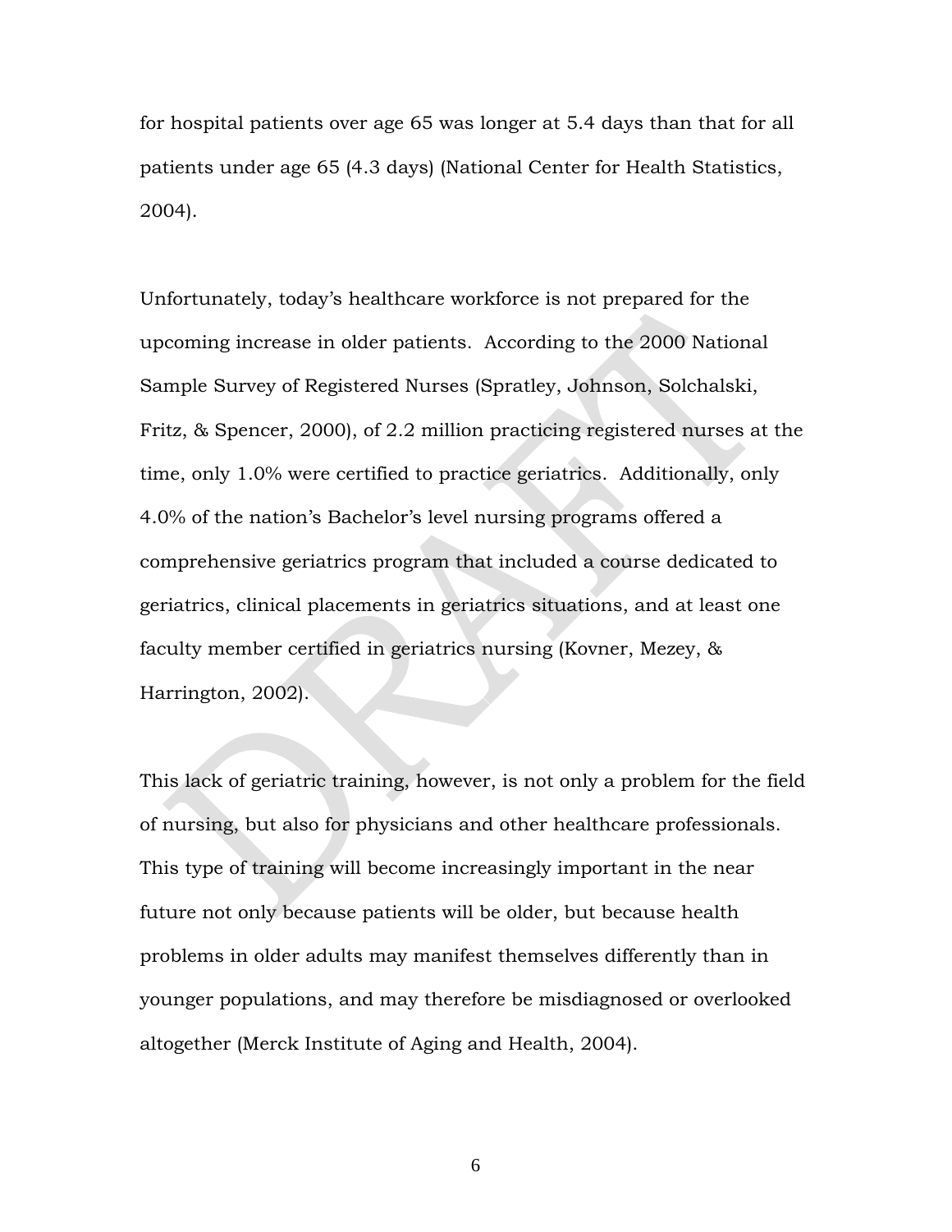for hospital patients over age 65 was longer at 5.4 days than that for all patients under age 65 (4.3 days) (National Center for Health Statistics, 2004).

Unfortunately, today's healthcare workforce is not prepared for the upcoming increase in older patients. According to the 2000 National Sample Survey of Registered Nurses (Spratley, Johnson, Solchalski, Fritz, & Spencer, 2000), of 2.2 million practicing registered nurses at the time, only 1.0% were certified to practice geriatrics. Additionally, only 4.0% of the nation's Bachelor's level nursing programs offered a comprehensive geriatrics program that included a course dedicated to geriatrics, clinical placements in geriatrics situations, and at least one faculty member certified in geriatrics nursing (Kovner, Mezey, & Harrington, 2002).

This lack of geriatric training, however, is not only a problem for the field of nursing, but also for physicians and other healthcare professionals. This type of training will become increasingly important in the near future not only because patients will be older, but because health problems in older adults may manifest themselves differently than in younger populations, and may therefore be misdiagnosed or overlooked altogether (Merck Institute of Aging and Health, 2004).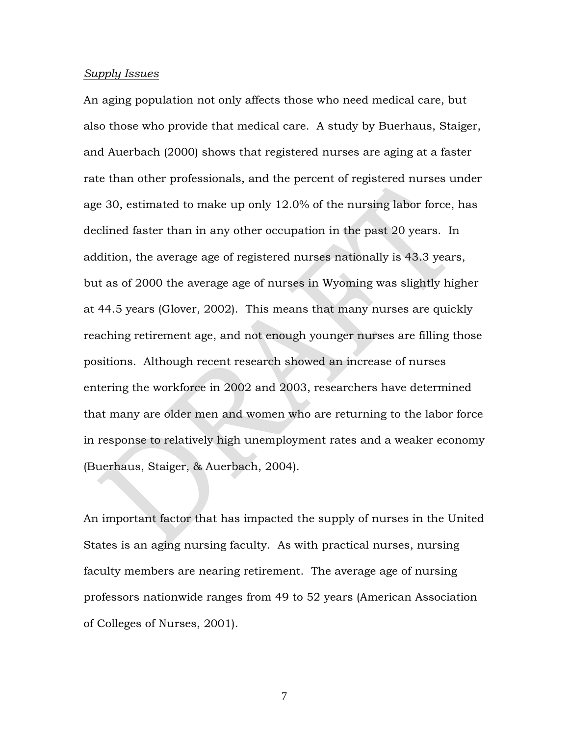*Supply Issues*

An aging population not only affects those who need medical care, but also those who provide that medical care. A study by Buerhaus, Staiger, and Auerbach (2000) shows that registered nurses are aging at a faster rate than other professionals, and the percent of registered nurses under age 30, estimated to make up only 12.0% of the nursing labor force, has declined faster than in any other occupation in the past 20 years. In addition, the average age of registered nurses nationally is 43.3 years, but as of 2000 the average age of nurses in Wyoming was slightly higher at 44.5 years (Glover, 2002). This means that many nurses are quickly reaching retirement age, and not enough younger nurses are filling those positions. Although recent research showed an increase of nurses entering the workforce in 2002 and 2003, researchers have determined that many are older men and women who are returning to the labor force in response to relatively high unemployment rates and a weaker economy (Buerhaus, Staiger, & Auerbach, 2004).

An important factor that has impacted the supply of nurses in the United States is an aging nursing faculty. As with practical nurses, nursing faculty members are nearing retirement. The average age of nursing professors nationwide ranges from 49 to 52 years (American Association of Colleges of Nurses, 2001).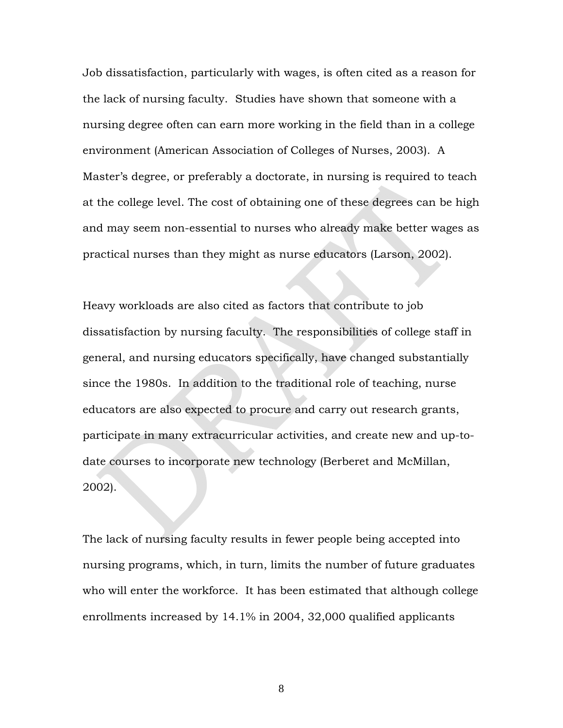Job dissatisfaction, particularly with wages, is often cited as a reason for the lack of nursing faculty. Studies have shown that someone with a nursing degree often can earn more working in the field than in a college environment (American Association of Colleges of Nurses, 2003). A Master's degree, or preferably a doctorate, in nursing is required to teach at the college level. The cost of obtaining one of these degrees can be high and may seem non-essential to nurses who already make better wages as practical nurses than they might as nurse educators (Larson, 2002).

Heavy workloads are also cited as factors that contribute to job dissatisfaction by nursing faculty. The responsibilities of college staff in general, and nursing educators specifically, have changed substantially since the 1980s. In addition to the traditional role of teaching, nurse educators are also expected to procure and carry out research grants, participate in many extracurricular activities, and create new and up-to-date courses to incorporate new technology (Berberet and McMillan, 2002).

The lack of nursing faculty results in fewer people being accepted into nursing programs, which, in turn, limits the number of future graduates who will enter the workforce. It has been estimated that although college enrollments increased by 14.1% in 2004, 32,000 qualified applicants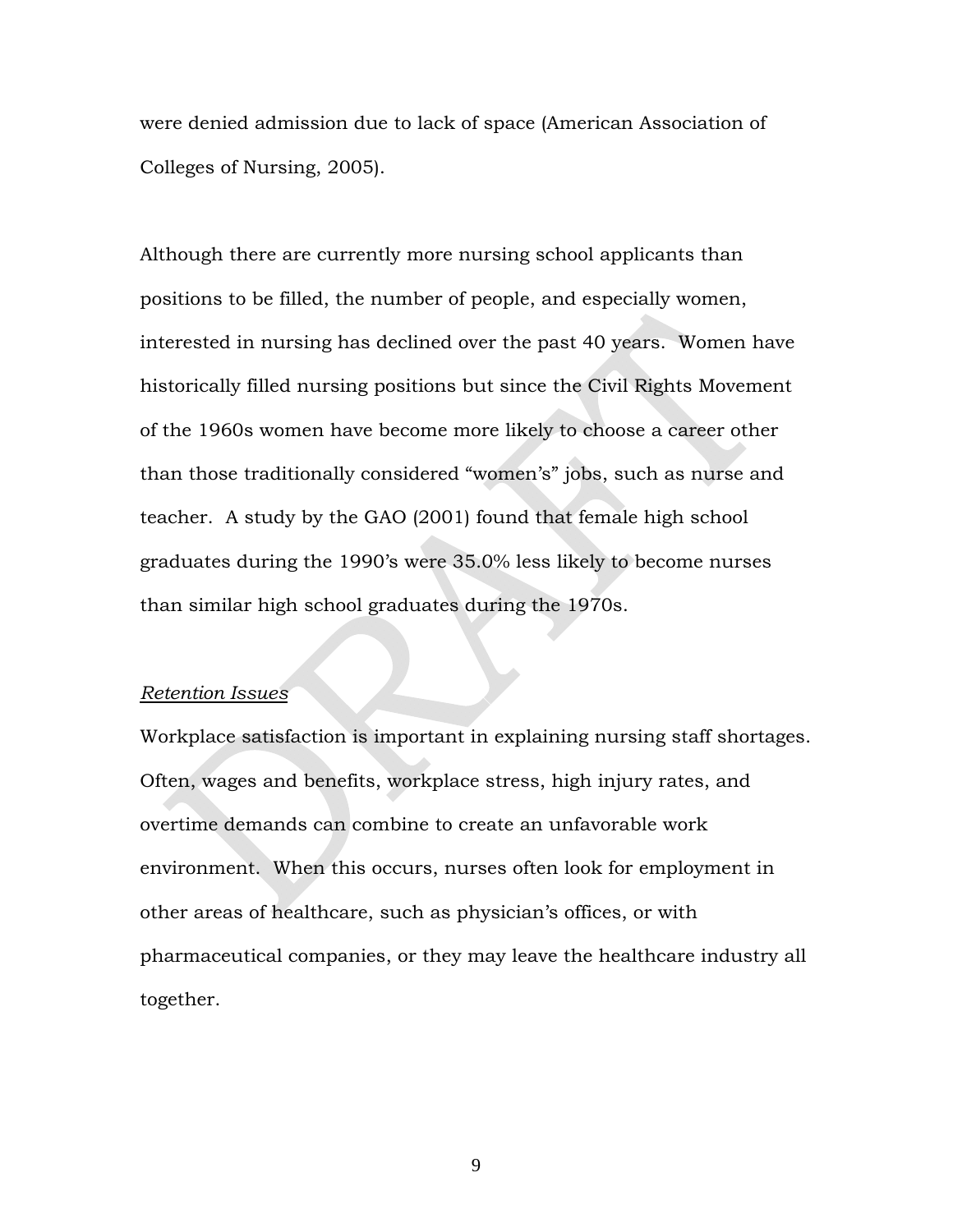were denied admission due to lack of space (American Association of Colleges of Nursing, 2005).

Although there are currently more nursing school applicants than positions to be filled, the number of people, and especially women, interested in nursing has declined over the past 40 years. Women have historically filled nursing positions but since the Civil Rights Movement of the 1960s women have become more likely to choose a career other than those traditionally considered "women's" jobs, such as nurse and teacher. A study by the GAO (2001) found that female high school graduates during the 1990's were 35.0% less likely to become nurses than similar high school graduates during the 1970s.

_Retention Issues_

Workplace satisfaction is important in explaining nursing staff shortages. Often, wages and benefits, workplace stress, high injury rates, and overtime demands can combine to create an unfavorable work environment. When this occurs, nurses often look for employment in other areas of healthcare, such as physician's offices, or with pharmaceutical companies, or they may leave the healthcare industry all together.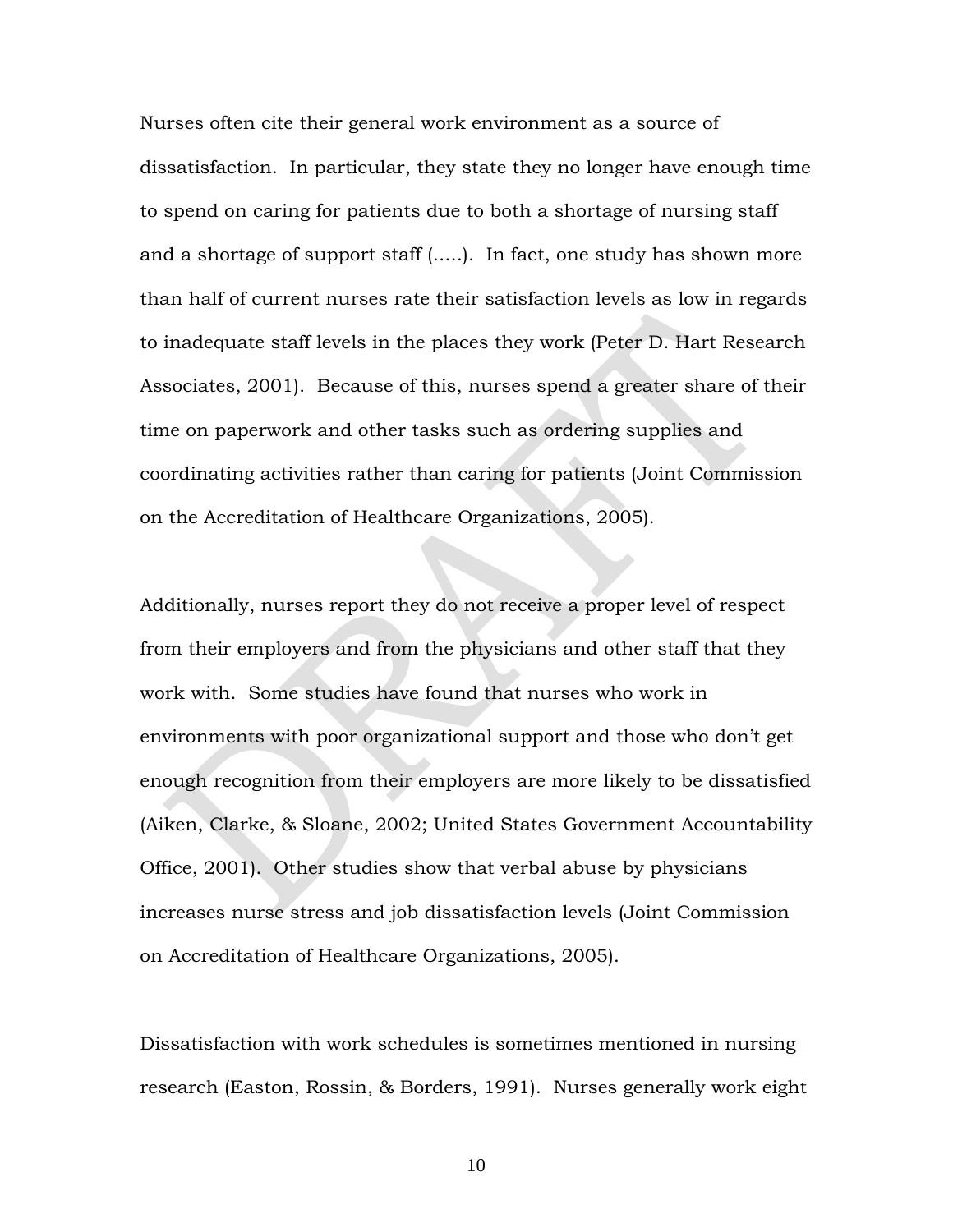Nurses often cite their general work environment as a source of dissatisfaction. In particular, they state they no longer have enough time to spend on caring for patients due to both a shortage of nursing staff and a shortage of support staff (.....). In fact, one study has shown more than half of current nurses rate their satisfaction levels as low in regards to inadequate staff levels in the places they work (Peter D. Hart Research Associates, 2001). Because of this, nurses spend a greater share of their time on paperwork and other tasks such as ordering supplies and coordinating activities rather than caring for patients (Joint Commission on the Accreditation of Healthcare Organizations, 2005).

Additionally, nurses report they do not receive a proper level of respect from their employers and from the physicians and other staff that they work with. Some studies have found that nurses who work in environments with poor organizational support and those who don't get enough recognition from their employers are more likely to be dissatisfied (Aiken, Clarke, & Sloane, 2002; United States Government Accountability Office, 2001). Other studies show that verbal abuse by physicians increases nurse stress and job dissatisfaction levels (Joint Commission on Accreditation of Healthcare Organizations, 2005).

Dissatisfaction with work schedules is sometimes mentioned in nursing research (Easton, Rossin, & Borders, 1991). Nurses generally work eight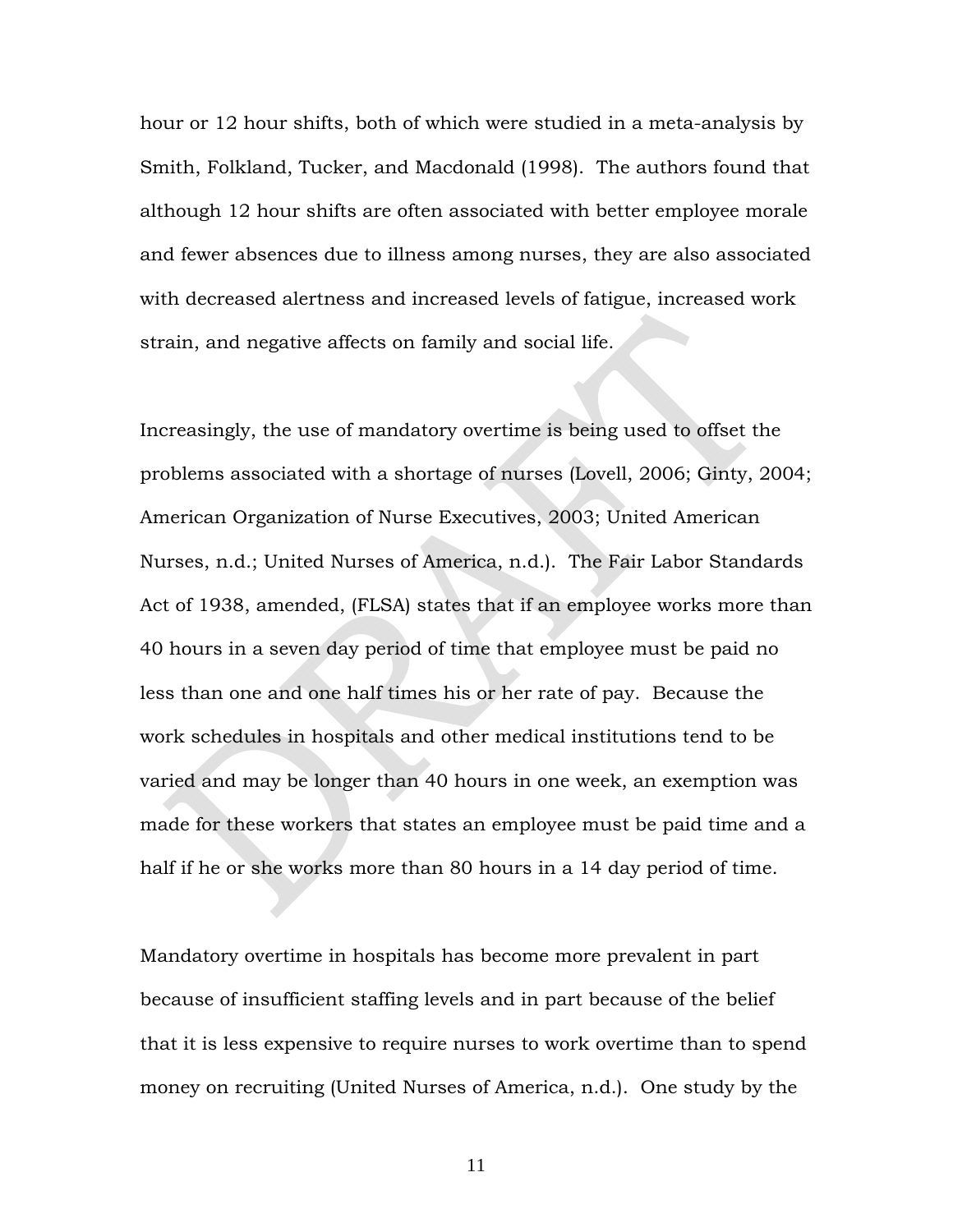hour or 12 hour shifts, both of which were studied in a meta-analysis by Smith, Folkland, Tucker, and Macdonald (1998). The authors found that although 12 hour shifts are often associated with better employee morale and fewer absences due to illness among nurses, they are also associated with decreased alertness and increased levels of fatigue, increased work strain, and negative affects on family and social life.

Increasingly, the use of mandatory overtime is being used to offset the problems associated with a shortage of nurses (Lovell, 2006; Ginty, 2004; American Organization of Nurse Executives, 2003; United American Nurses, n.d.; United Nurses of America, n.d.). The Fair Labor Standards Act of 1938, amended, (FLSA) states that if an employee works more than 40 hours in a seven day period of time that employee must be paid no less than one and one half times his or her rate of pay. Because the work schedules in hospitals and other medical institutions tend to be varied and may be longer than 40 hours in one week, an exemption was made for these workers that states an employee must be paid time and a half if he or she works more than 80 hours in a 14 day period of time.

Mandatory overtime in hospitals has become more prevalent in part because of insufficient staffing levels and in part because of the belief that it is less expensive to require nurses to work overtime than to spend money on recruiting (United Nurses of America, n.d.). One study by the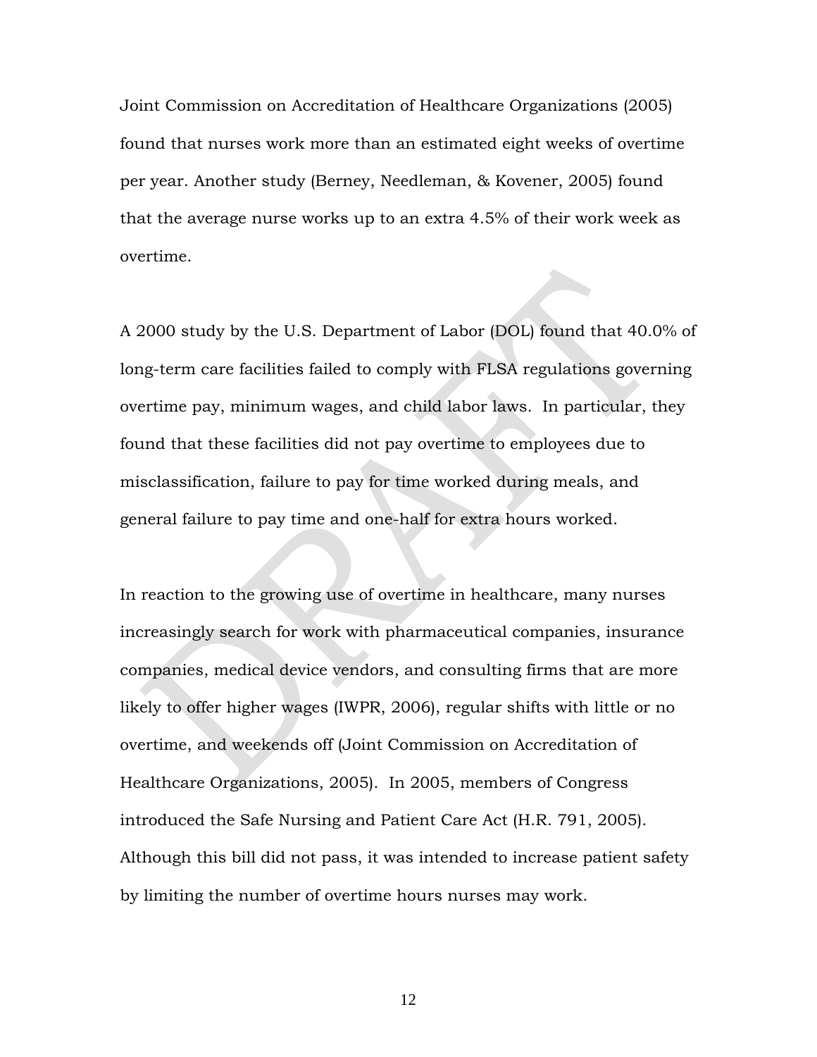Joint Commission on Accreditation of Healthcare Organizations (2005) found that nurses work more than an estimated eight weeks of overtime per year. Another study (Berney, Needleman, & Kovener, 2005) found that the average nurse works up to an extra 4.5% of their work week as overtime.

A 2000 study by the U.S. Department of Labor (DOL) found that 40.0% of long-term care facilities failed to comply with FLSA regulations governing overtime pay, minimum wages, and child labor laws. In particular, they found that these facilities did not pay overtime to employees due to misclassification, failure to pay for time worked during meals, and general failure to pay time and one-half for extra hours worked.

In reaction to the growing use of overtime in healthcare, many nurses increasingly search for work with pharmaceutical companies, insurance companies, medical device vendors, and consulting firms that are more likely to offer higher wages (IWPR, 2006), regular shifts with little or no overtime, and weekends off (Joint Commission on Accreditation of Healthcare Organizations, 2005). In 2005, members of Congress introduced the Safe Nursing and Patient Care Act (H.R. 791, 2005). Although this bill did not pass, it was intended to increase patient safety by limiting the number of overtime hours nurses may work.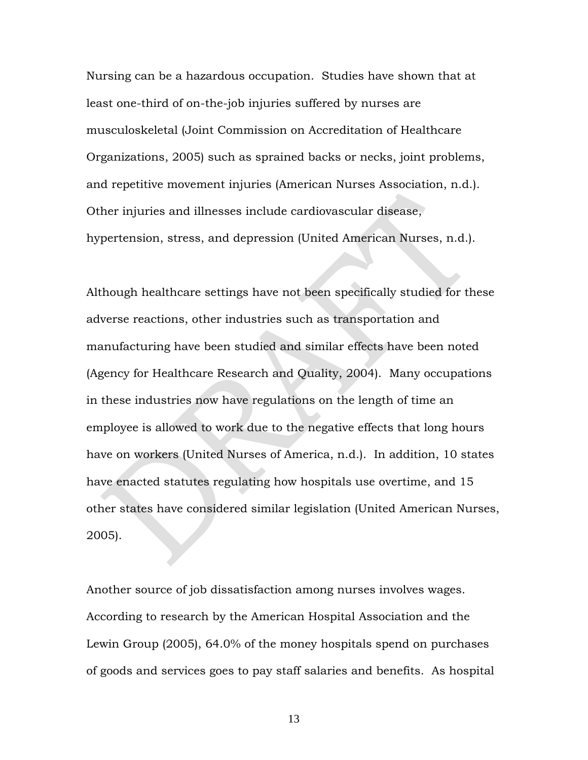Nursing can be a hazardous occupation. Studies have shown that at least one-third of on-the-job injuries suffered by nurses are musculoskeletal (Joint Commission on Accreditation of Healthcare Organizations, 2005) such as sprained backs or necks, joint problems, and repetitive movement injuries (American Nurses Association, n.d.). Other injuries and illnesses include cardiovascular disease, hypertension, stress, and depression (United American Nurses, n.d.).

Although healthcare settings have not been specifically studied for these adverse reactions, other industries such as transportation and manufacturing have been studied and similar effects have been noted (Agency for Healthcare Research and Quality, 2004). Many occupations in these industries now have regulations on the length of time an employee is allowed to work due to the negative effects that long hours have on workers (United Nurses of America, n.d.). In addition, 10 states have enacted statutes regulating how hospitals use overtime, and 15 other states have considered similar legislation (United American Nurses, 2005).

Another source of job dissatisfaction among nurses involves wages. According to research by the American Hospital Association and the Lewin Group (2005), 64.0% of the money hospitals spend on purchases of goods and services goes to pay staff salaries and benefits. As hospital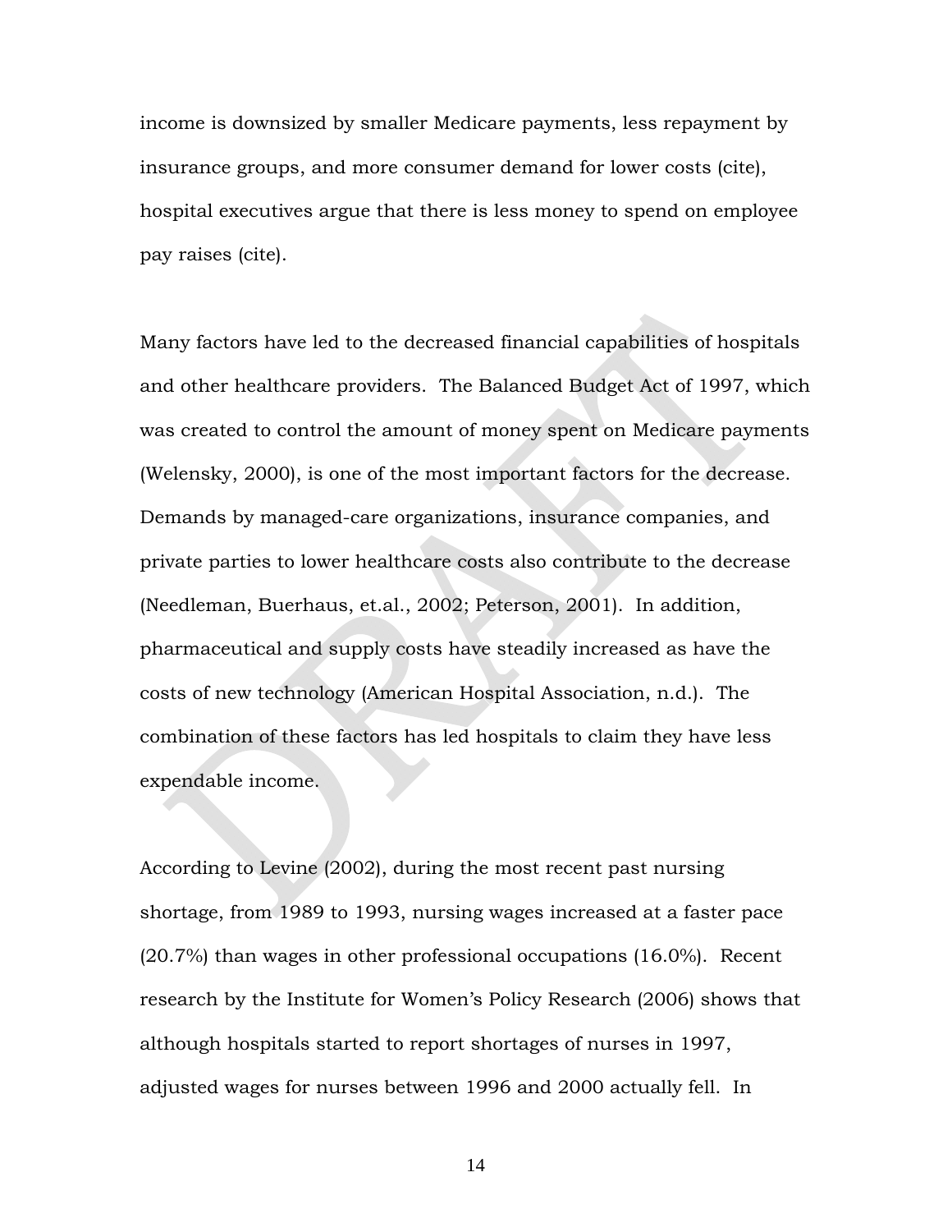income is downsized by smaller Medicare payments, less repayment by insurance groups, and more consumer demand for lower costs (cite), hospital executives argue that there is less money to spend on employee pay raises (cite).

Many factors have led to the decreased financial capabilities of hospitals and other healthcare providers. The Balanced Budget Act of 1997, which was created to control the amount of money spent on Medicare payments (Welensky, 2000), is one of the most important factors for the decrease. Demands by managed-care organizations, insurance companies, and private parties to lower healthcare costs also contribute to the decrease (Needleman, Buerhaus, et.al., 2002; Peterson, 2001). In addition, pharmaceutical and supply costs have steadily increased as have the costs of new technology (American Hospital Association, n.d.). The combination of these factors has led hospitals to claim they have less expendable income.

According to Levine (2002), during the most recent past nursing shortage, from 1989 to 1993, nursing wages increased at a faster pace (20.7%) than wages in other professional occupations (16.0%). Recent research by the Institute for Women's Policy Research (2006) shows that although hospitals started to report shortages of nurses in 1997, adjusted wages for nurses between 1996 and 2000 actually fell. In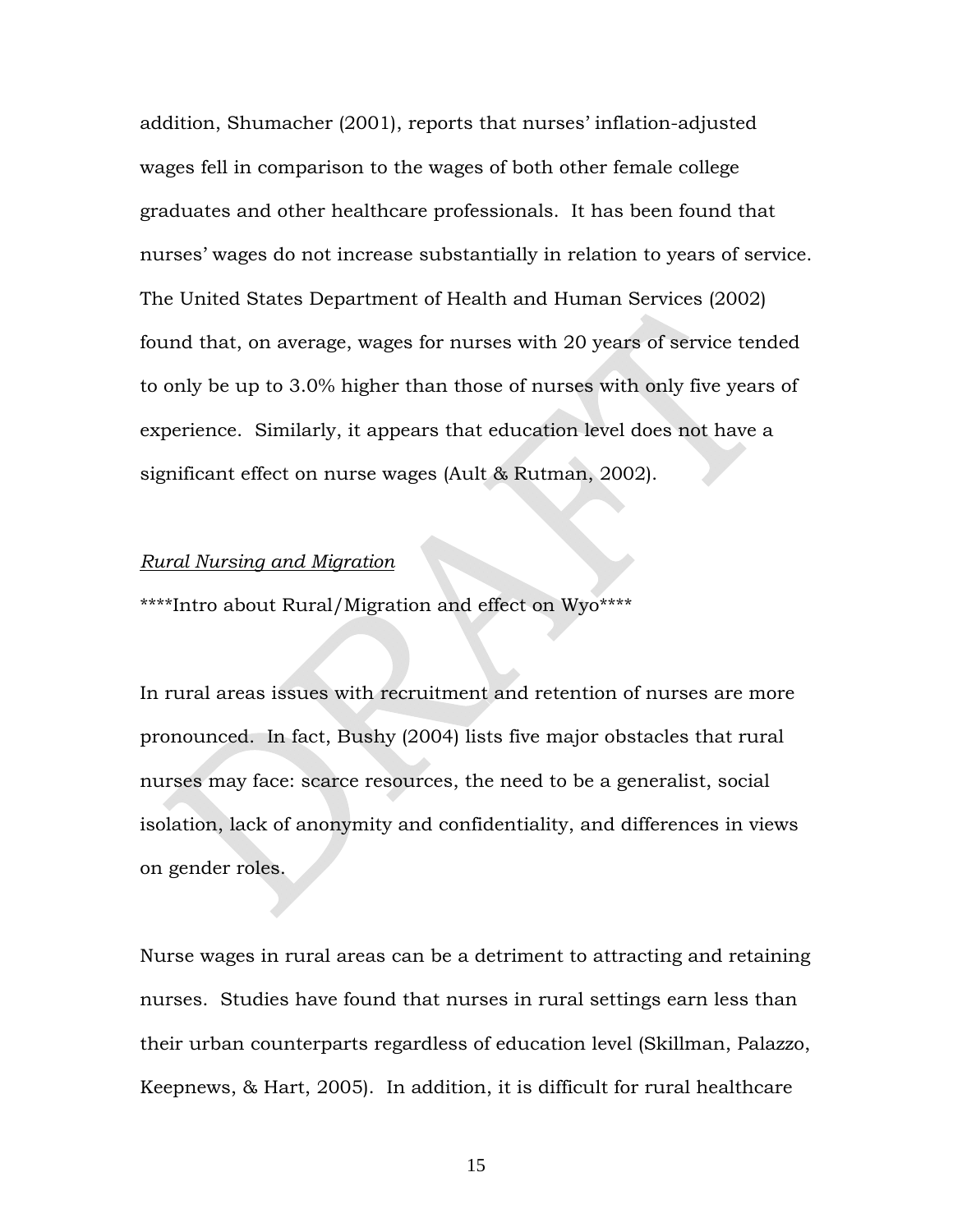addition, Shumacher (2001), reports that nurses' inflation-adjusted wages fell in comparison to the wages of both other female college graduates and other healthcare professionals. It has been found that nurses' wages do not increase substantially in relation to years of service. The United States Department of Health and Human Services (2002) found that, on average, wages for nurses with 20 years of service tended to only be up to 3.0% higher than those of nurses with only five years of experience. Similarly, it appears that education level does not have a significant effect on nurse wages (Ault & Rutman, 2002).

*Rural Nursing and Migration*

****Intro about Rural/Migration and effect on Wyo****

In rural areas issues with recruitment and retention of nurses are more pronounced. In fact, Bushy (2004) lists five major obstacles that rural nurses may face: scarce resources, the need to be a generalist, social isolation, lack of anonymity and confidentiality, and differences in views on gender roles.

Nurse wages in rural areas can be a detriment to attracting and retaining nurses. Studies have found that nurses in rural settings earn less than their urban counterparts regardless of education level (Skillman, Palazzo, Keepnews, & Hart, 2005). In addition, it is difficult for rural healthcare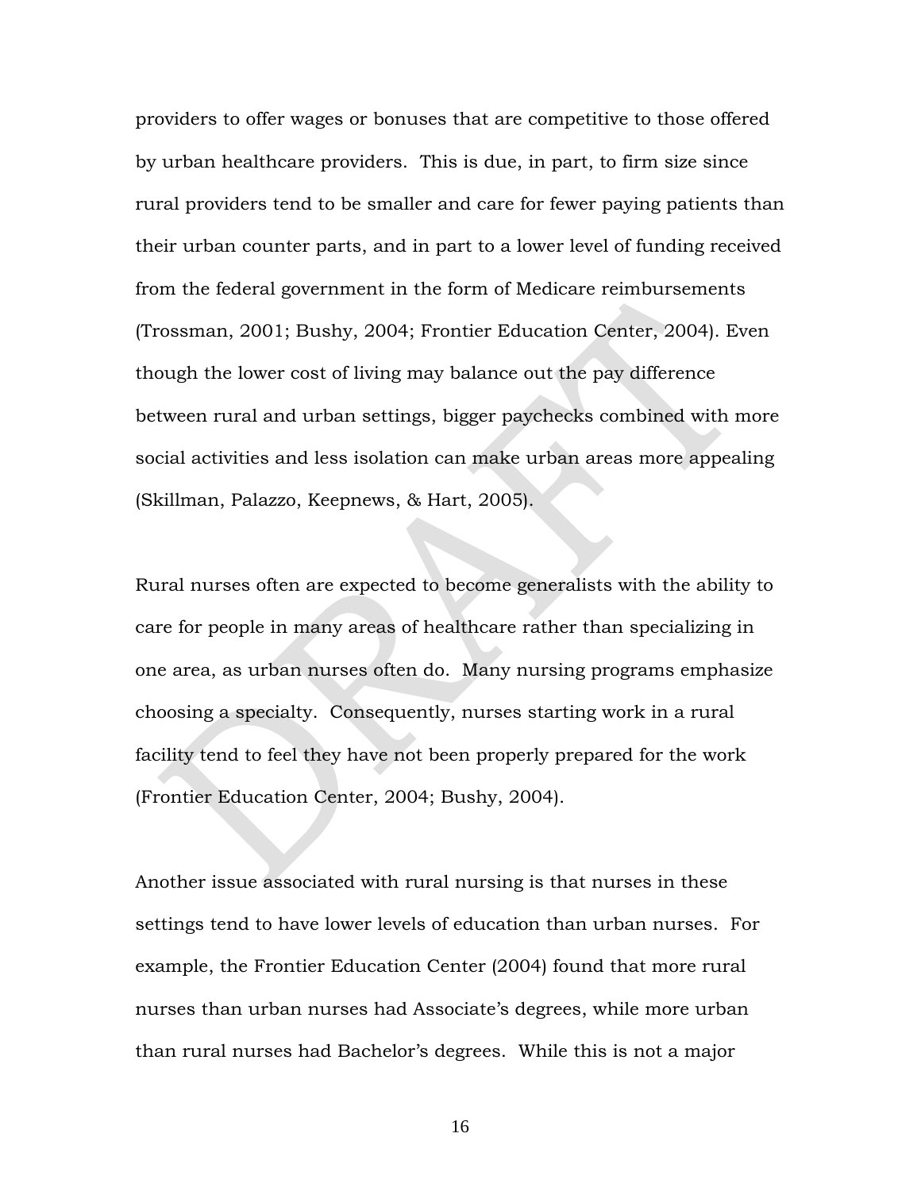providers to offer wages or bonuses that are competitive to those offered by urban healthcare providers. This is due, in part, to firm size since rural providers tend to be smaller and care for fewer paying patients than their urban counter parts, and in part to a lower level of funding received from the federal government in the form of Medicare reimbursements (Trossman, 2001; Bushy, 2004; Frontier Education Center, 2004). Even though the lower cost of living may balance out the pay difference between rural and urban settings, bigger paychecks combined with more social activities and less isolation can make urban areas more appealing (Skillman, Palazzo, Keepnews, & Hart, 2005).

Rural nurses often are expected to become generalists with the ability to care for people in many areas of healthcare rather than specializing in one area, as urban nurses often do. Many nursing programs emphasize choosing a specialty. Consequently, nurses starting work in a rural facility tend to feel they have not been properly prepared for the work (Frontier Education Center, 2004; Bushy, 2004).

Another issue associated with rural nursing is that nurses in these settings tend to have lower levels of education than urban nurses. For example, the Frontier Education Center (2004) found that more rural nurses than urban nurses had Associate's degrees, while more urban than rural nurses had Bachelor's degrees. While this is not a major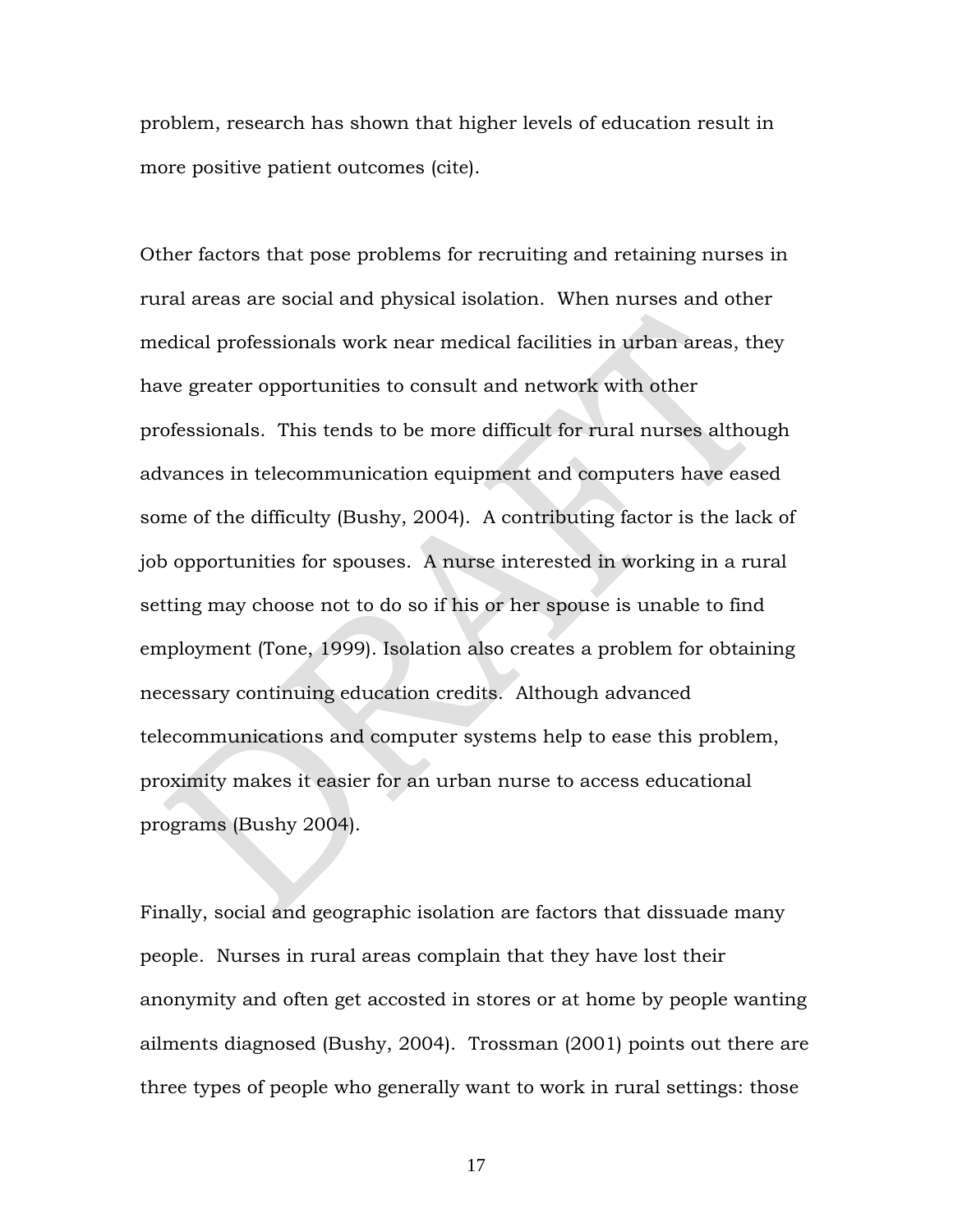problem, research has shown that higher levels of education result in more positive patient outcomes (cite).

Other factors that pose problems for recruiting and retaining nurses in rural areas are social and physical isolation. When nurses and other medical professionals work near medical facilities in urban areas, they have greater opportunities to consult and network with other professionals. This tends to be more difficult for rural nurses although advances in telecommunication equipment and computers have eased some of the difficulty (Bushy, 2004). A contributing factor is the lack of job opportunities for spouses. A nurse interested in working in a rural setting may choose not to do so if his or her spouse is unable to find employment (Tone, 1999). Isolation also creates a problem for obtaining necessary continuing education credits. Although advanced telecommunications and computer systems help to ease this problem, proximity makes it easier for an urban nurse to access educational programs (Bushy 2004).

Finally, social and geographic isolation are factors that dissuade many people. Nurses in rural areas complain that they have lost their anonymity and often get accosted in stores or at home by people wanting ailments diagnosed (Bushy, 2004). Trossman (2001) points out there are three types of people who generally want to work in rural settings: those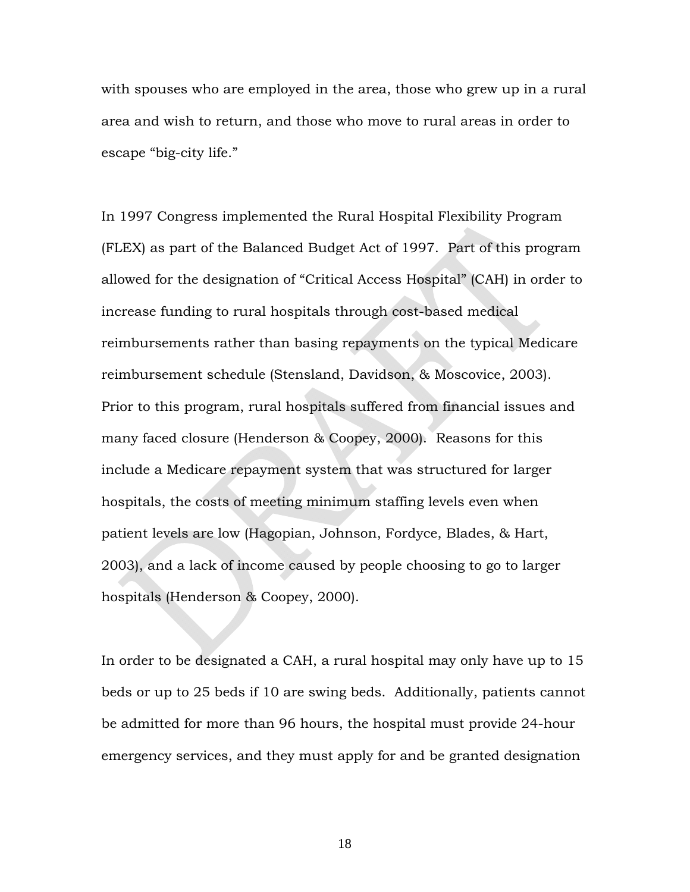with spouses who are employed in the area, those who grew up in a rural area and wish to return, and those who move to rural areas in order to escape "big-city life."

In 1997 Congress implemented the Rural Hospital Flexibility Program (FLEX) as part of the Balanced Budget Act of 1997. Part of this program allowed for the designation of "Critical Access Hospital" (CAH) in order to increase funding to rural hospitals through cost-based medical reimbursements rather than basing repayments on the typical Medicare reimbursement schedule (Stensland, Davidson, & Moscovice, 2003). Prior to this program, rural hospitals suffered from financial issues and many faced closure (Henderson & Coopey, 2000). Reasons for this include a Medicare repayment system that was structured for larger hospitals, the costs of meeting minimum staffing levels even when patient levels are low (Hagopian, Johnson, Fordyce, Blades, & Hart, 2003), and a lack of income caused by people choosing to go to larger hospitals (Henderson & Coopey, 2000).

In order to be designated a CAH, a rural hospital may only have up to 15 beds or up to 25 beds if 10 are swing beds. Additionally, patients cannot be admitted for more than 96 hours, the hospital must provide 24-hour emergency services, and they must apply for and be granted designation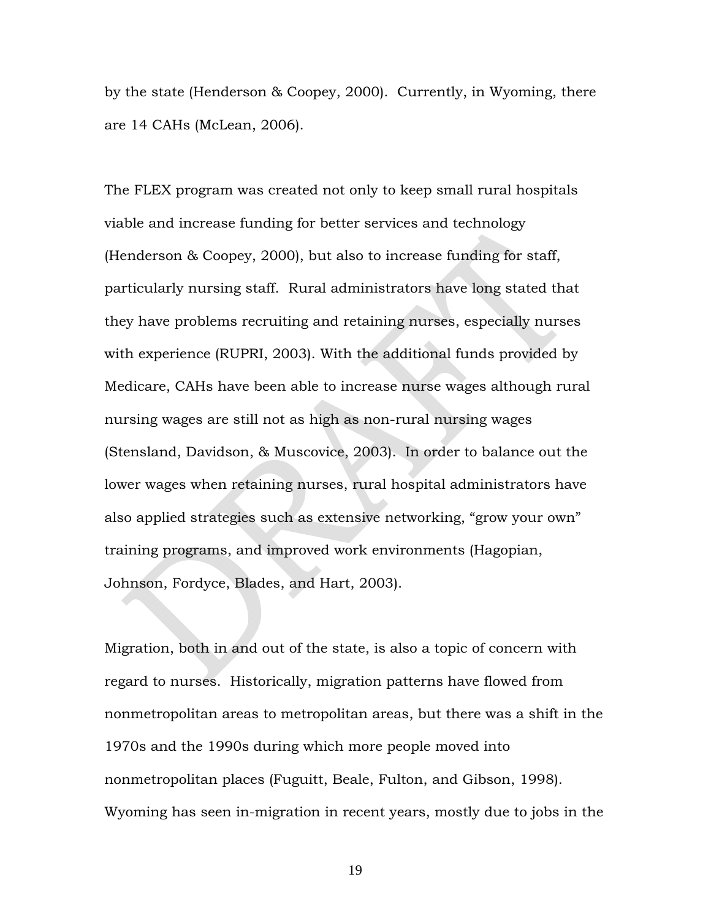by the state (Henderson & Coopey, 2000). Currently, in Wyoming, there are 14 CAHs (McLean, 2006).

The FLEX program was created not only to keep small rural hospitals viable and increase funding for better services and technology (Henderson & Coopey, 2000), but also to increase funding for staff, particularly nursing staff. Rural administrators have long stated that they have problems recruiting and retaining nurses, especially nurses with experience (RUPRI, 2003). With the additional funds provided by Medicare, CAHs have been able to increase nurse wages although rural nursing wages are still not as high as non-rural nursing wages (Stensland, Davidson, & Muscovice, 2003). In order to balance out the lower wages when retaining nurses, rural hospital administrators have also applied strategies such as extensive networking, "grow your own" training programs, and improved work environments (Hagopian, Johnson, Fordyce, Blades, and Hart, 2003).

Migration, both in and out of the state, is also a topic of concern with regard to nurses. Historically, migration patterns have flowed from nonmetropolitan areas to metropolitan areas, but there was a shift in the 1970s and the 1990s during which more people moved into nonmetropolitan places (Fuguitt, Beale, Fulton, and Gibson, 1998). Wyoming has seen in-migration in recent years, mostly due to jobs in the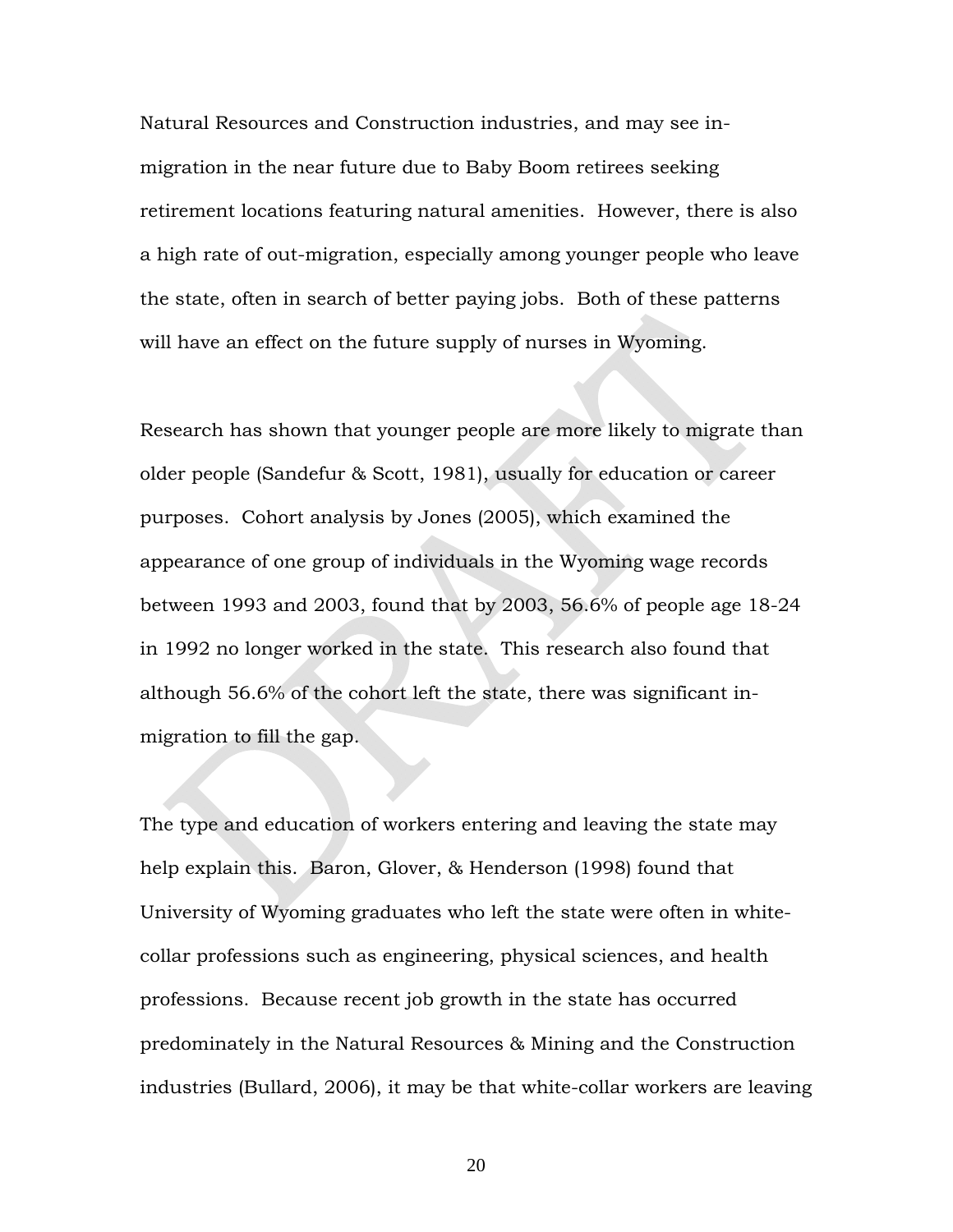Natural Resources and Construction industries, and may see in-migration in the near future due to Baby Boom retirees seeking retirement locations featuring natural amenities. However, there is also a high rate of out-migration, especially among younger people who leave the state, often in search of better paying jobs. Both of these patterns will have an effect on the future supply of nurses in Wyoming.

Research has shown that younger people are more likely to migrate than older people (Sandefur & Scott, 1981), usually for education or career purposes. Cohort analysis by Jones (2005), which examined the appearance of one group of individuals in the Wyoming wage records between 1993 and 2003, found that by 2003, 56.6% of people age 18-24 in 1992 no longer worked in the state. This research also found that although 56.6% of the cohort left the state, there was significant in-migration to fill the gap.

The type and education of workers entering and leaving the state may help explain this. Baron, Glover, & Henderson (1998) found that University of Wyoming graduates who left the state were often in white-collar professions such as engineering, physical sciences, and health professions. Because recent job growth in the state has occurred predominately in the Natural Resources & Mining and the Construction industries (Bullard, 2006), it may be that white-collar workers are leaving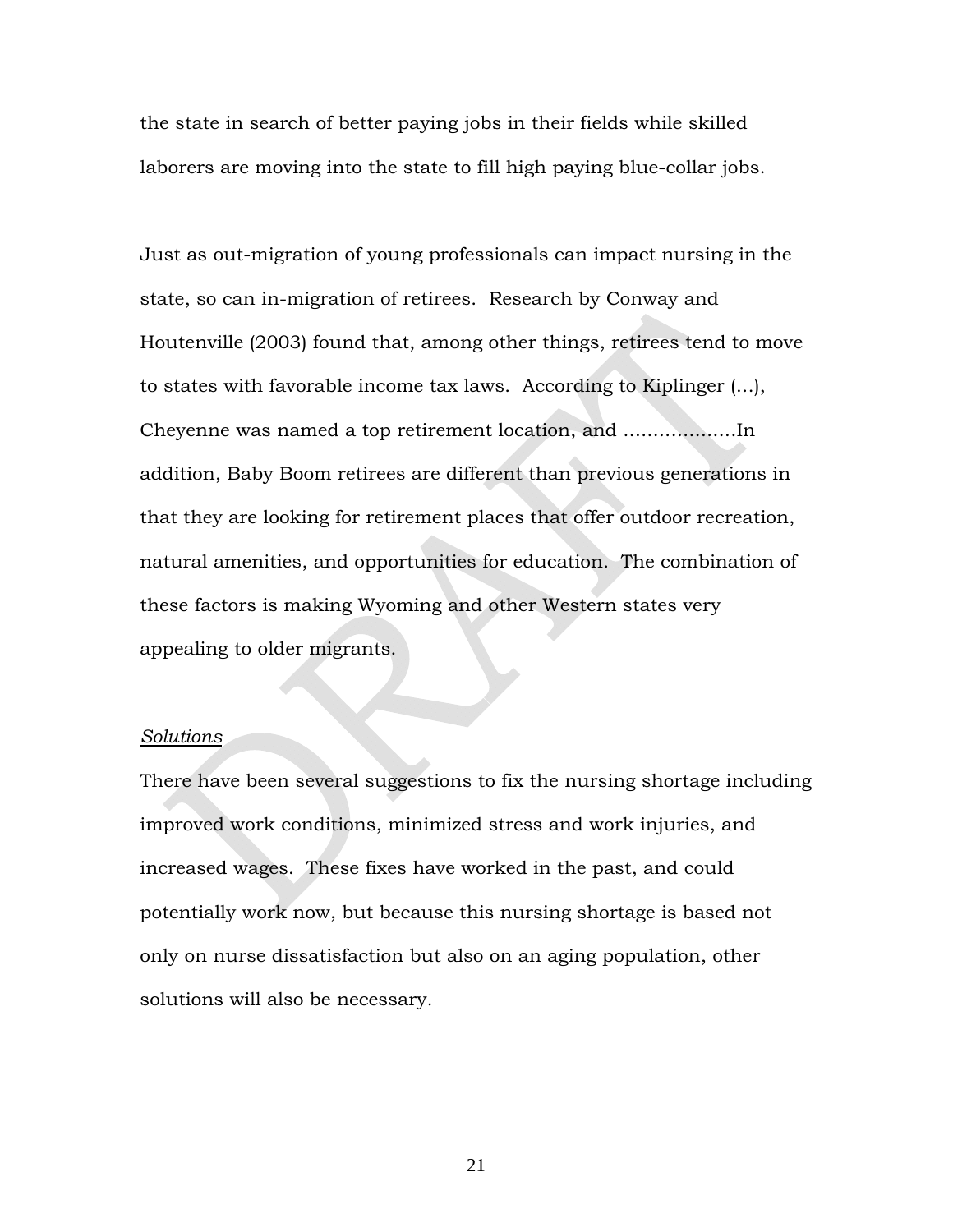the state in search of better paying jobs in their fields while skilled laborers are moving into the state to fill high paying blue-collar jobs.

Just as out-migration of young professionals can impact nursing in the state, so can in-migration of retirees. Research by Conway and Houtenville (2003) found that, among other things, retirees tend to move to states with favorable income tax laws. According to Kiplinger (…), Cheyenne was named a top retirement location, and ……………….In addition, Baby Boom retirees are different than previous generations in that they are looking for retirement places that offer outdoor recreation, natural amenities, and opportunities for education. The combination of these factors is making Wyoming and other Western states very appealing to older migrants.

*Solutions*

There have been several suggestions to fix the nursing shortage including improved work conditions, minimized stress and work injuries, and increased wages. These fixes have worked in the past, and could potentially work now, but because this nursing shortage is based not only on nurse dissatisfaction but also on an aging population, other solutions will also be necessary.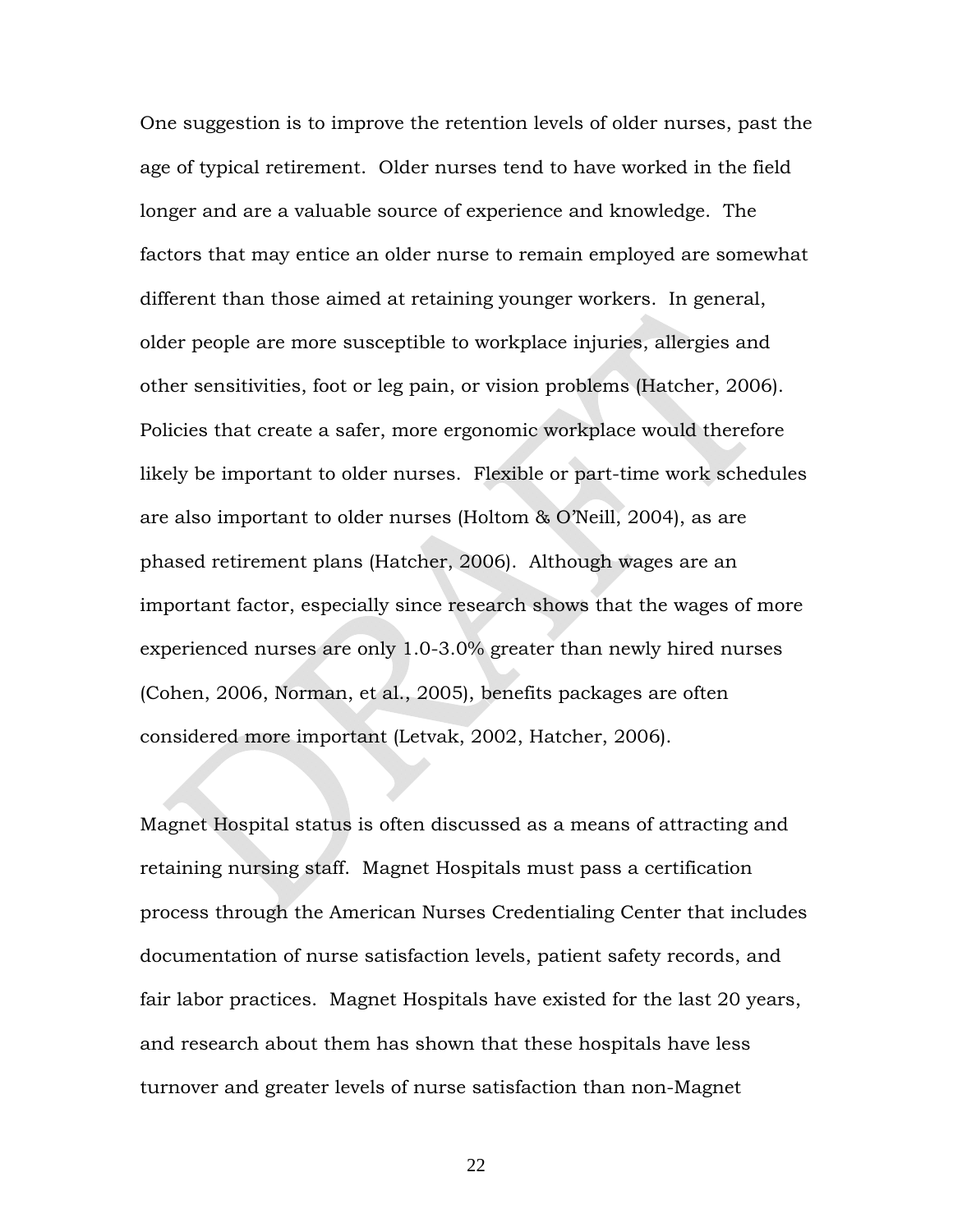One suggestion is to improve the retention levels of older nurses, past the age of typical retirement. Older nurses tend to have worked in the field longer and are a valuable source of experience and knowledge. The factors that may entice an older nurse to remain employed are somewhat different than those aimed at retaining younger workers. In general, older people are more susceptible to workplace injuries, allergies and other sensitivities, foot or leg pain, or vision problems (Hatcher, 2006). Policies that create a safer, more ergonomic workplace would therefore likely be important to older nurses. Flexible or part-time work schedules are also important to older nurses (Holtom & O'Neill, 2004), as are phased retirement plans (Hatcher, 2006). Although wages are an important factor, especially since research shows that the wages of more experienced nurses are only 1.0-3.0% greater than newly hired nurses (Cohen, 2006, Norman, et al., 2005), benefits packages are often considered more important (Letvak, 2002, Hatcher, 2006).

Magnet Hospital status is often discussed as a means of attracting and retaining nursing staff. Magnet Hospitals must pass a certification process through the American Nurses Credentialing Center that includes documentation of nurse satisfaction levels, patient safety records, and fair labor practices. Magnet Hospitals have existed for the last 20 years, and research about them has shown that these hospitals have less turnover and greater levels of nurse satisfaction than non-Magnet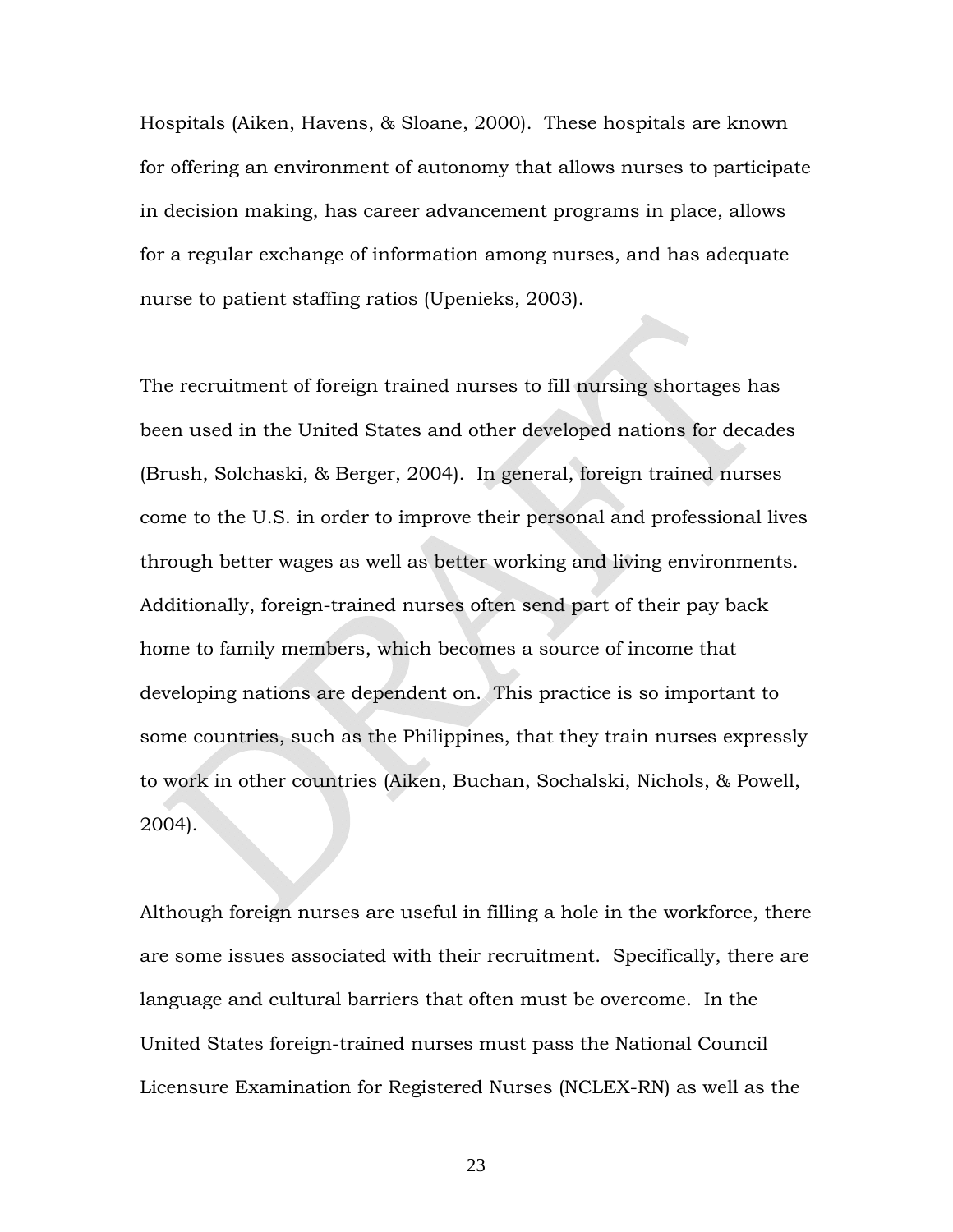Hospitals (Aiken, Havens, & Sloane, 2000). These hospitals are known for offering an environment of autonomy that allows nurses to participate in decision making, has career advancement programs in place, allows for a regular exchange of information among nurses, and has adequate nurse to patient staffing ratios (Upenieks, 2003).

The recruitment of foreign trained nurses to fill nursing shortages has been used in the United States and other developed nations for decades (Brush, Solchaski, & Berger, 2004). In general, foreign trained nurses come to the U.S. in order to improve their personal and professional lives through better wages as well as better working and living environments. Additionally, foreign-trained nurses often send part of their pay back home to family members, which becomes a source of income that developing nations are dependent on. This practice is so important to some countries, such as the Philippines, that they train nurses expressly to work in other countries (Aiken, Buchan, Sochalski, Nichols, & Powell, 2004).

Although foreign nurses are useful in filling a hole in the workforce, there are some issues associated with their recruitment. Specifically, there are language and cultural barriers that often must be overcome. In the United States foreign-trained nurses must pass the National Council Licensure Examination for Registered Nurses (NCLEX-RN) as well as the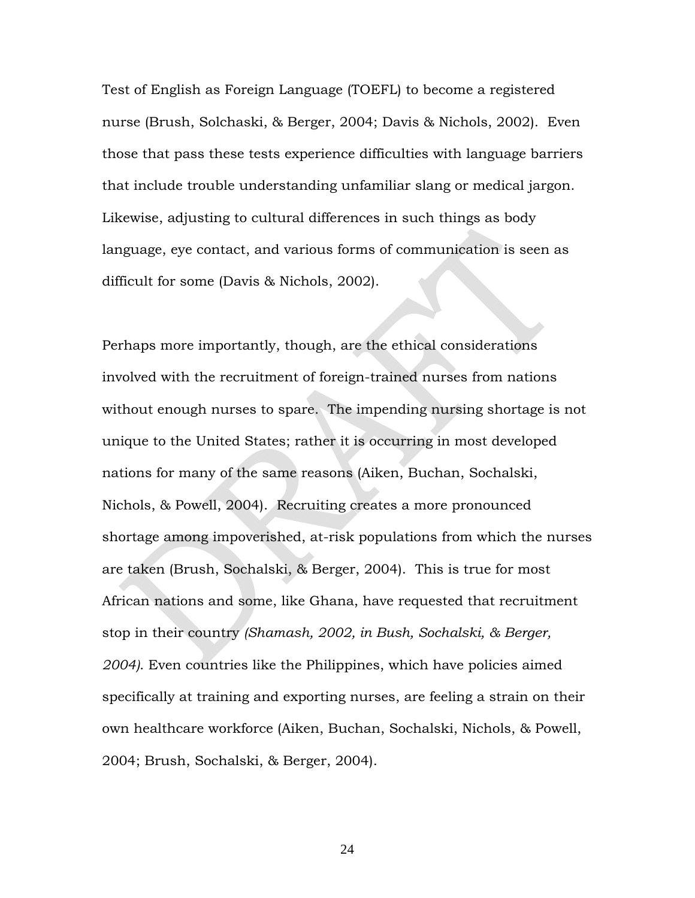Test of English as Foreign Language (TOEFL) to become a registered nurse (Brush, Solchaski, & Berger, 2004; Davis & Nichols, 2002). Even those that pass these tests experience difficulties with language barriers that include trouble understanding unfamiliar slang or medical jargon. Likewise, adjusting to cultural differences in such things as body language, eye contact, and various forms of communication is seen as difficult for some (Davis & Nichols, 2002).

Perhaps more importantly, though, are the ethical considerations involved with the recruitment of foreign-trained nurses from nations without enough nurses to spare. The impending nursing shortage is not unique to the United States; rather it is occurring in most developed nations for many of the same reasons (Aiken, Buchan, Sochalski, Nichols, & Powell, 2004). Recruiting creates a more pronounced shortage among impoverished, at-risk populations from which the nurses are taken (Brush, Sochalski, & Berger, 2004). This is true for most African nations and some, like Ghana, have requested that recruitment stop in their country *(Shamash, 2002, in Bush, Sochalski, & Berger, 2004).* Even countries like the Philippines, which have policies aimed specifically at training and exporting nurses, are feeling a strain on their own healthcare workforce (Aiken, Buchan, Sochalski, Nichols, & Powell, 2004; Brush, Sochalski, & Berger, 2004).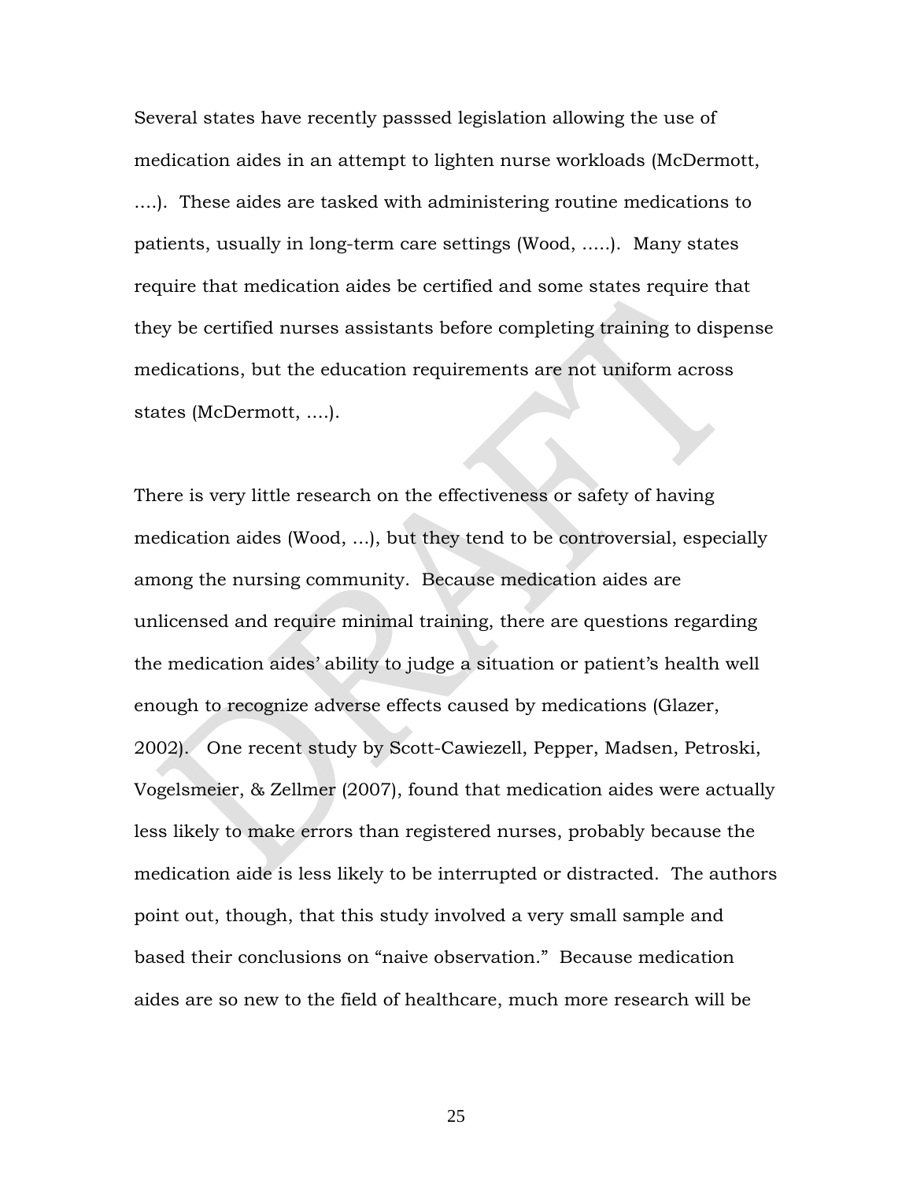Several states have recently passsed legislation allowing the use of medication aides in an attempt to lighten nurse workloads (McDermott, ….). These aides are tasked with administering routine medications to patients, usually in long-term care settings (Wood, …..). Many states require that medication aides be certified and some states require that they be certified nurses assistants before completing training to dispense medications, but the education requirements are not uniform across states (McDermott, ….).

There is very little research on the effectiveness or safety of having medication aides (Wood, …), but they tend to be controversial, especially among the nursing community. Because medication aides are unlicensed and require minimal training, there are questions regarding the medication aides' ability to judge a situation or patient's health well enough to recognize adverse effects caused by medications (Glazer, 2002). One recent study by Scott-Cawiezell, Pepper, Madsen, Petroski, Vogelsmeier, & Zellmer (2007), found that medication aides were actually less likely to make errors than registered nurses, probably because the medication aide is less likely to be interrupted or distracted. The authors point out, though, that this study involved a very small sample and based their conclusions on "naive observation." Because medication aides are so new to the field of healthcare, much more research will be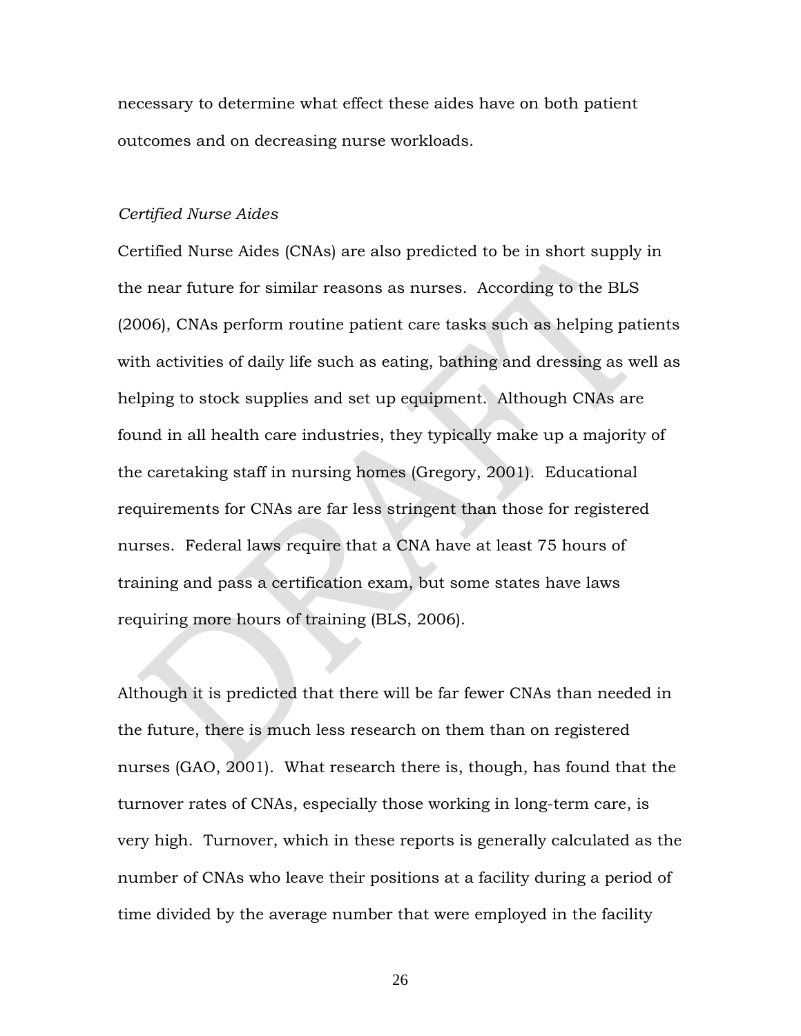necessary to determine what effect these aides have on both patient outcomes and on decreasing nurse workloads.

*Certified Nurse Aides*

Certified Nurse Aides (CNAs) are also predicted to be in short supply in the near future for similar reasons as nurses. According to the BLS (2006), CNAs perform routine patient care tasks such as helping patients with activities of daily life such as eating, bathing and dressing as well as helping to stock supplies and set up equipment. Although CNAs are found in all health care industries, they typically make up a majority of the caretaking staff in nursing homes (Gregory, 2001). Educational requirements for CNAs are far less stringent than those for registered nurses. Federal laws require that a CNA have at least 75 hours of training and pass a certification exam, but some states have laws requiring more hours of training (BLS, 2006).

Although it is predicted that there will be far fewer CNAs than needed in the future, there is much less research on them than on registered nurses (GAO, 2001). What research there is, though, has found that the turnover rates of CNAs, especially those working in long-term care, is very high. Turnover, which in these reports is generally calculated as the number of CNAs who leave their positions at a facility during a period of time divided by the average number that were employed in the facility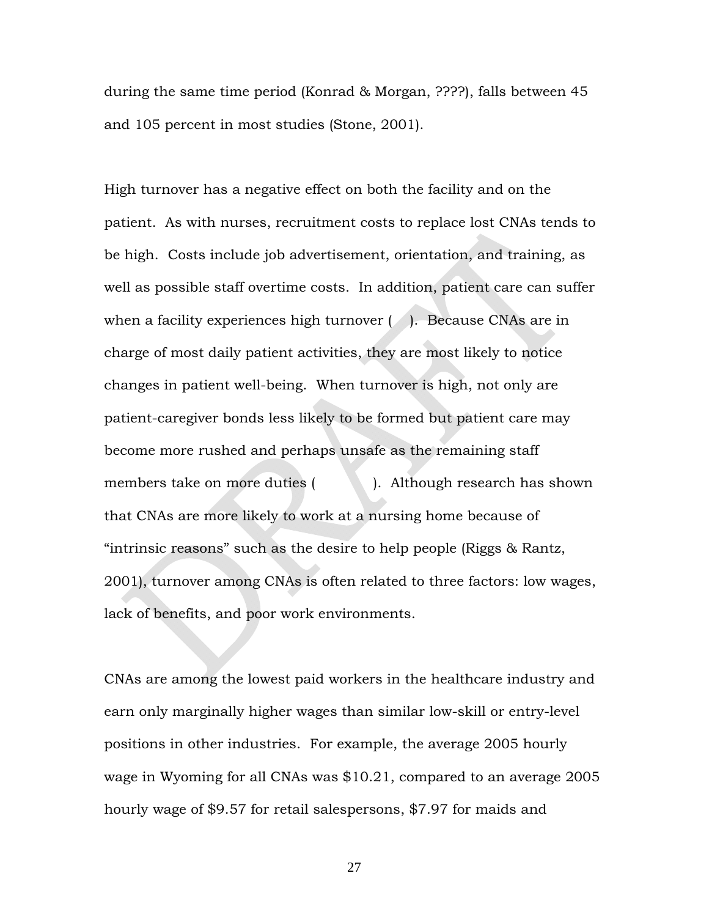during the same time period (Konrad & Morgan, ????), falls between 45 and 105 percent in most studies (Stone, 2001).

High turnover has a negative effect on both the facility and on the patient. As with nurses, recruitment costs to replace lost CNAs tends to be high. Costs include job advertisement, orientation, and training, as well as possible staff overtime costs. In addition, patient care can suffer when a facility experiences high turnover ( ). Because CNAs are in charge of most daily patient activities, they are most likely to notice changes in patient well-being. When turnover is high, not only are patient-caregiver bonds less likely to be formed but patient care may become more rushed and perhaps unsafe as the remaining staff members take on more duties ( ). Although research has shown that CNAs are more likely to work at a nursing home because of "intrinsic reasons" such as the desire to help people (Riggs & Rantz, 2001), turnover among CNAs is often related to three factors: low wages, lack of benefits, and poor work environments.

CNAs are among the lowest paid workers in the healthcare industry and earn only marginally higher wages than similar low-skill or entry-level positions in other industries. For example, the average 2005 hourly wage in Wyoming for all CNAs was $10.21, compared to an average 2005 hourly wage of $9.57 for retail salespersons, $7.97 for maids and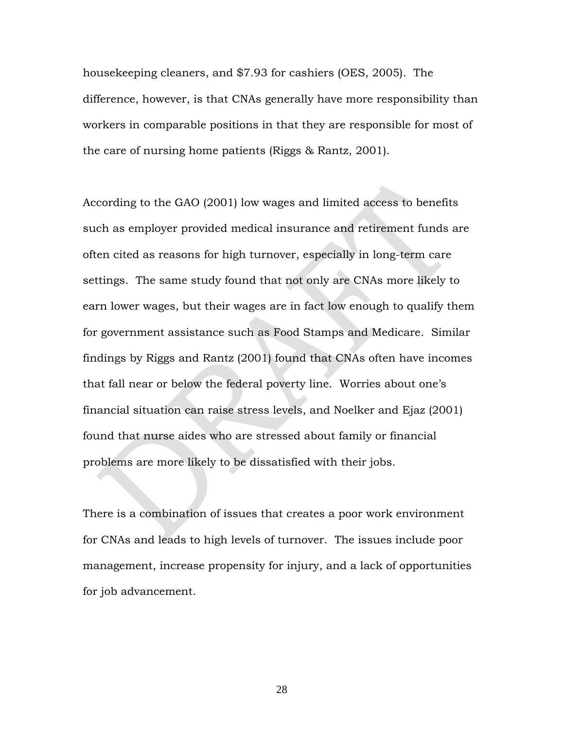housekeeping cleaners, and $7.93 for cashiers (OES, 2005). The difference, however, is that CNAs generally have more responsibility than workers in comparable positions in that they are responsible for most of the care of nursing home patients (Riggs & Rantz, 2001).

According to the GAO (2001) low wages and limited access to benefits such as employer provided medical insurance and retirement funds are often cited as reasons for high turnover, especially in long-term care settings. The same study found that not only are CNAs more likely to earn lower wages, but their wages are in fact low enough to qualify them for government assistance such as Food Stamps and Medicare. Similar findings by Riggs and Rantz (2001) found that CNAs often have incomes that fall near or below the federal poverty line. Worries about one's financial situation can raise stress levels, and Noelker and Ejaz (2001) found that nurse aides who are stressed about family or financial problems are more likely to be dissatisfied with their jobs.

There is a combination of issues that creates a poor work environment for CNAs and leads to high levels of turnover. The issues include poor management, increase propensity for injury, and a lack of opportunities for job advancement.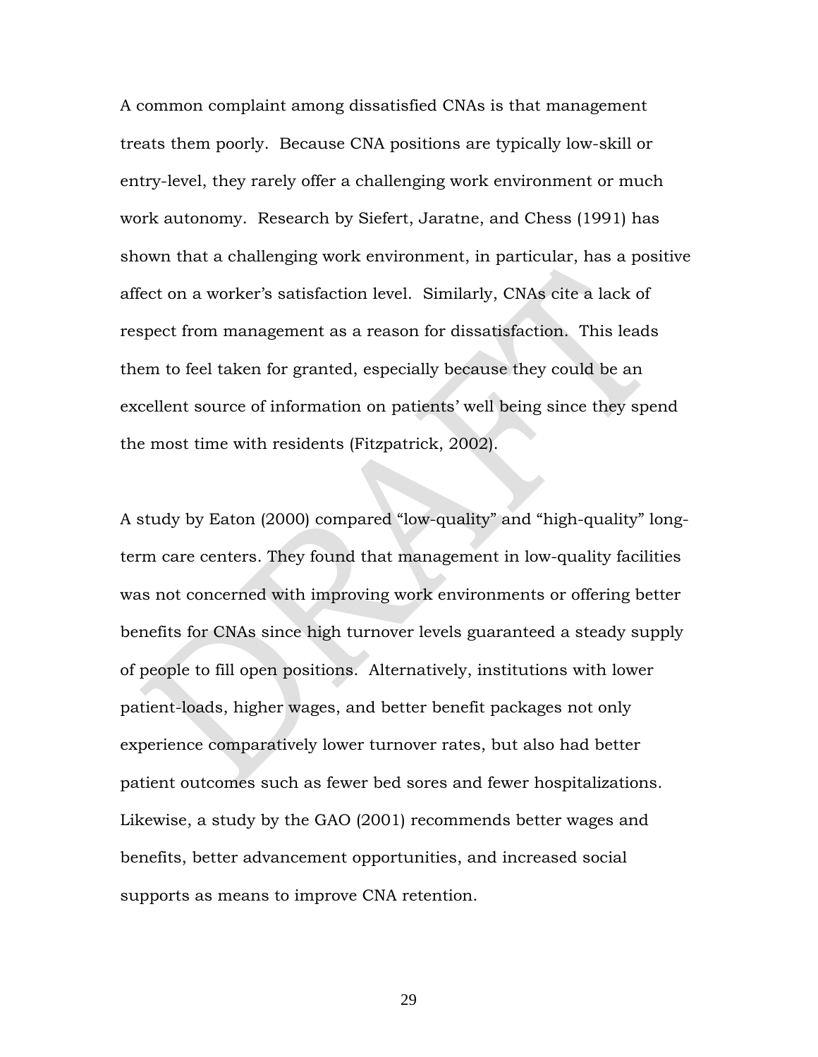A common complaint among dissatisfied CNAs is that management treats them poorly. Because CNA positions are typically low-skill or entry-level, they rarely offer a challenging work environment or much work autonomy. Research by Siefert, Jaratne, and Chess (1991) has shown that a challenging work environment, in particular, has a positive affect on a worker's satisfaction level. Similarly, CNAs cite a lack of respect from management as a reason for dissatisfaction. This leads them to feel taken for granted, especially because they could be an excellent source of information on patients' well being since they spend the most time with residents (Fitzpatrick, 2002).

A study by Eaton (2000) compared "low-quality" and "high-quality" long-term care centers. They found that management in low-quality facilities was not concerned with improving work environments or offering better benefits for CNAs since high turnover levels guaranteed a steady supply of people to fill open positions. Alternatively, institutions with lower patient-loads, higher wages, and better benefit packages not only experience comparatively lower turnover rates, but also had better patient outcomes such as fewer bed sores and fewer hospitalizations. Likewise, a study by the GAO (2001) recommends better wages and benefits, better advancement opportunities, and increased social supports as means to improve CNA retention.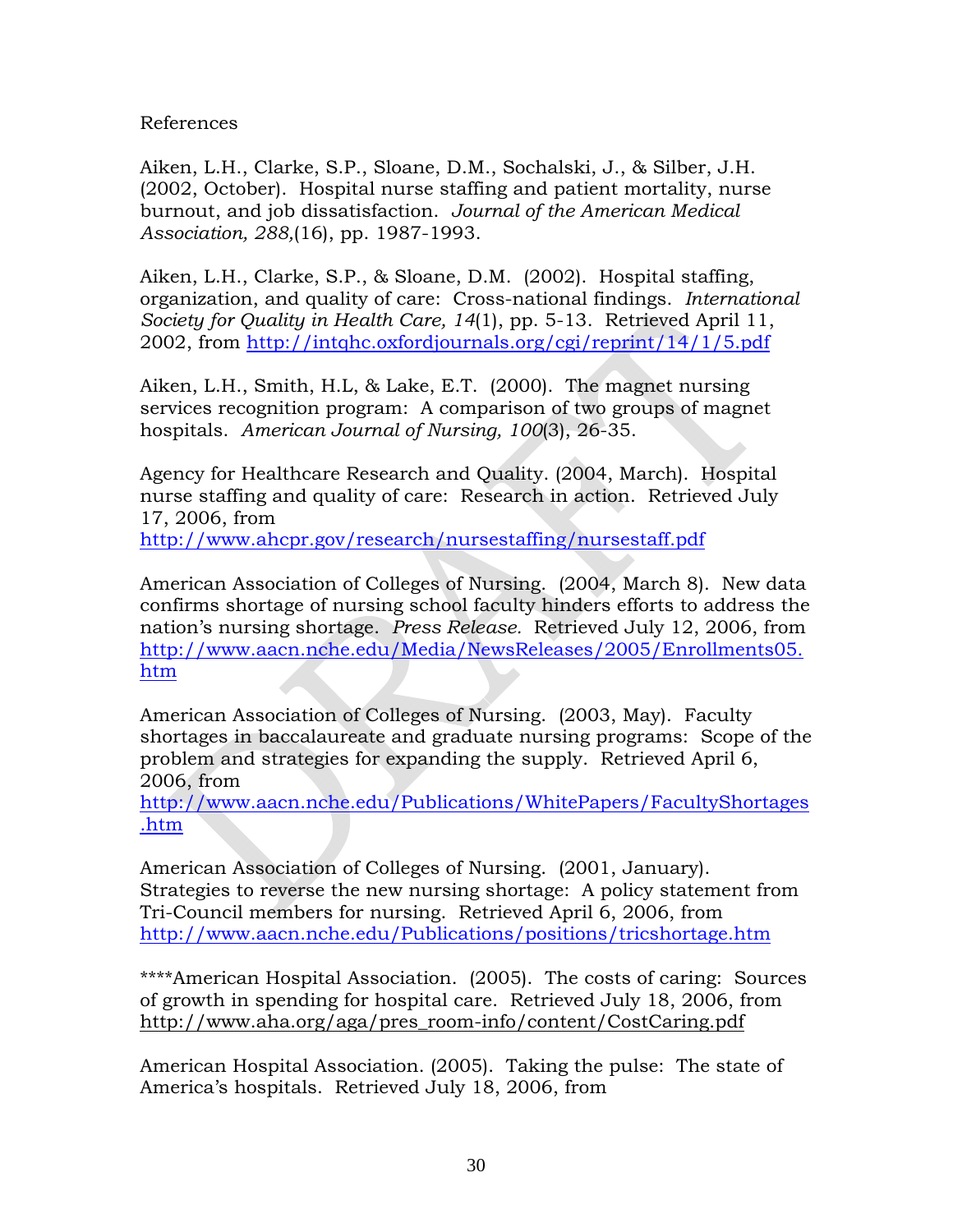References

Aiken, L.H., Clarke, S.P., Sloane, D.M., Sochalski, J., & Silber, J.H. (2002, October). Hospital nurse staffing and patient mortality, nurse burnout, and job dissatisfaction. *Journal of the American Medical Association, 288,*(16), pp. 1987-1993.

Aiken, L.H., Clarke, S.P., & Sloane, D.M. (2002). Hospital staffing, organization, and quality of care: Cross-national findings. *International Society for Quality in Health Care, 14*(1), pp. 5-13. Retrieved April 11, 2002, from http://intqhc.oxfordjournals.org/cgi/reprint/14/1/5.pdf

Aiken, L.H., Smith, H.L, & Lake, E.T. (2000). The magnet nursing services recognition program: A comparison of two groups of magnet hospitals. *American Journal of Nursing, 100*(3), 26-35.

Agency for Healthcare Research and Quality. (2004, March). Hospital nurse staffing and quality of care: Research in action. Retrieved July 17, 2006, from http://www.ahcpr.gov/research/nursestaffing/nursestaff.pdf

American Association of Colleges of Nursing. (2004, March 8). New data confirms shortage of nursing school faculty hinders efforts to address the nation's nursing shortage. *Press Release.* Retrieved July 12, 2006, from http://www.aacn.nche.edu/Media/NewsReleases/2005/Enrollments05.htm

American Association of Colleges of Nursing. (2003, May). Faculty shortages in baccalaureate and graduate nursing programs: Scope of the problem and strategies for expanding the supply. Retrieved April 6, 2006, from http://www.aacn.nche.edu/Publications/WhitePapers/FacultyShortages.htm

American Association of Colleges of Nursing. (2001, January). Strategies to reverse the new nursing shortage: A policy statement from Tri-Council members for nursing. Retrieved April 6, 2006, from http://www.aacn.nche.edu/Publications/positions/tricshortage.htm

****American Hospital Association. (2005). The costs of caring: Sources of growth in spending for hospital care. Retrieved July 18, 2006, from http://www.aha.org/aga/pres_room-info/content/CostCaring.pdf

American Hospital Association. (2005). Taking the pulse: The state of America's hospitals. Retrieved July 18, 2006, from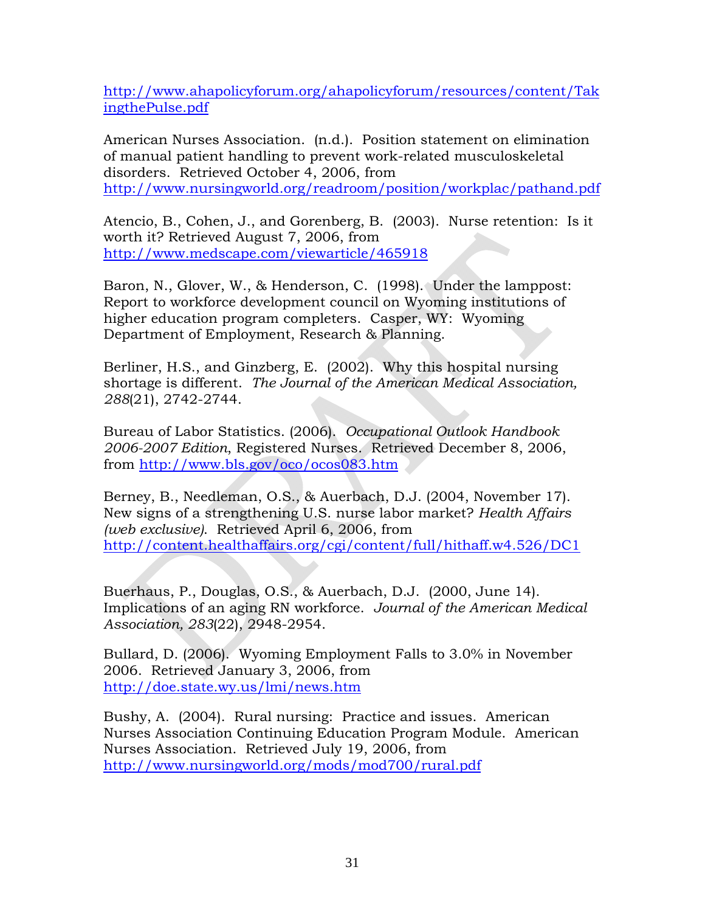http://www.ahapolicyforum.org/ahapolicyforum/resources/content/TakingthePulse.pdf

American Nurses Association. (n.d.). Position statement on elimination of manual patient handling to prevent work-related musculoskeletal disorders. Retrieved October 4, 2006, from http://www.nursingworld.org/readroom/position/workplac/pathand.pdf

Atencio, B., Cohen, J., and Gorenberg, B. (2003). Nurse retention: Is it worth it? Retrieved August 7, 2006, from http://www.medscape.com/viewarticle/465918

Baron, N., Glover, W., & Henderson, C. (1998). Under the lamppost: Report to workforce development council on Wyoming institutions of higher education program completers. Casper, WY: Wyoming Department of Employment, Research & Planning.

Berliner, H.S., and Ginzberg, E. (2002). Why this hospital nursing shortage is different. *The Journal of the American Medical Association, 288*(21), 2742-2744.

Bureau of Labor Statistics. (2006). *Occupational Outlook Handbook 2006-2007 Edition*, Registered Nurses. Retrieved December 8, 2006, from http://www.bls.gov/oco/ocos083.htm

Berney, B., Needleman, O.S., & Auerbach, D.J. (2004, November 17). New signs of a strengthening U.S. nurse labor market? *Health Affairs (web exclusive)*. Retrieved April 6, 2006, from http://content.healthaffairs.org/cgi/content/full/hithaff.w4.526/DC1

Buerhaus, P., Douglas, O.S., & Auerbach, D.J. (2000, June 14). Implications of an aging RN workforce. *Journal of the American Medical Association, 283*(22), 2948-2954.

Bullard, D. (2006). Wyoming Employment Falls to 3.0% in November 2006. Retrieved January 3, 2006, from http://doe.state.wy.us/lmi/news.htm

Bushy, A. (2004). Rural nursing: Practice and issues. American Nurses Association Continuing Education Program Module. American Nurses Association. Retrieved July 19, 2006, from http://www.nursingworld.org/mods/mod700/rural.pdf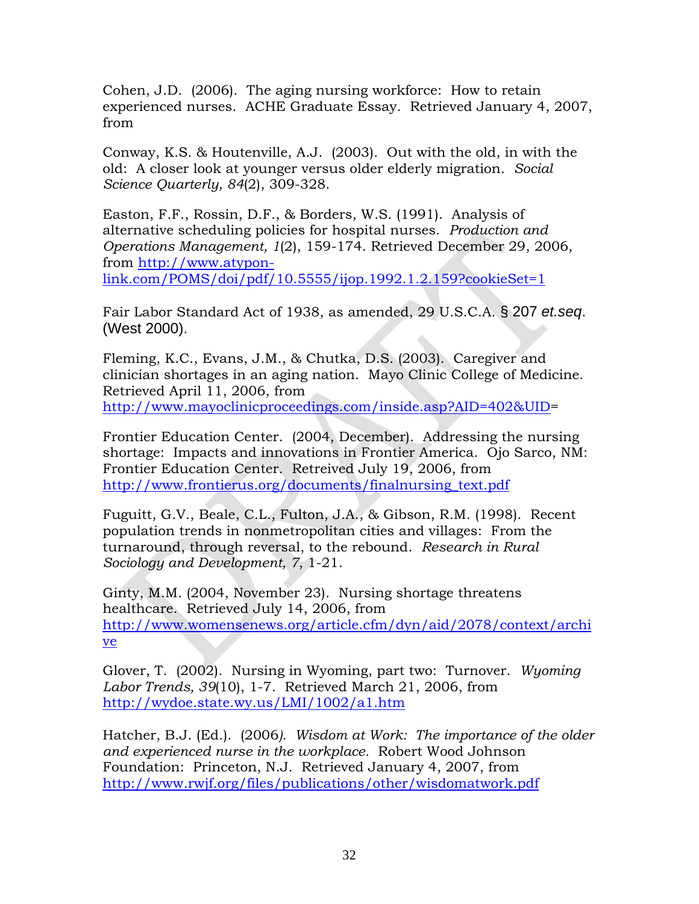Cohen, J.D. (2006). The aging nursing workforce: How to retain experienced nurses. ACHE Graduate Essay. Retrieved January 4, 2007, from

Conway, K.S. & Houtenville, A.J. (2003). Out with the old, in with the old: A closer look at younger versus older elderly migration. *Social Science Quarterly, 84*(2), 309-328.

Easton, F.F., Rossin, D.F., & Borders, W.S. (1991). Analysis of alternative scheduling policies for hospital nurses. *Production and Operations Management, 1*(2), 159-174. Retrieved December 29, 2006, from http://www.atypon-link.com/POMS/doi/pdf/10.5555/ijop.1992.1.2.159?cookieSet=1

Fair Labor Standard Act of 1938, as amended, 29 U.S.C.A. § 207 *et.seq*. (West 2000).

Fleming, K.C., Evans, J.M., & Chutka, D.S. (2003). Caregiver and clinician shortages in an aging nation. Mayo Clinic College of Medicine. Retrieved April 11, 2006, from http://www.mayoclinicproceedings.com/inside.asp?AID=402&UID=

Frontier Education Center. (2004, December). Addressing the nursing shortage: Impacts and innovations in Frontier America. Ojo Sarco, NM: Frontier Education Center. Retreived July 19, 2006, from http://www.frontierus.org/documents/finalnursing_text.pdf

Fuguitt, G.V., Beale, C.L., Fulton, J.A., & Gibson, R.M. (1998). Recent population trends in nonmetropolitan cities and villages: From the turnaround, through reversal, to the rebound. *Research in Rural Sociology and Development, 7*, 1-21.

Ginty, M.M. (2004, November 23). Nursing shortage threatens healthcare. Retrieved July 14, 2006, from http://www.womensenews.org/article.cfm/dyn/aid/2078/context/archive

Glover, T. (2002). Nursing in Wyoming, part two: Turnover. *Wyoming Labor Trends, 39*(10), 1-7. Retrieved March 21, 2006, from http://wydoe.state.wy.us/LMI/1002/a1.htm

Hatcher, B.J. (Ed.). (2006*). Wisdom at Work: The importance of the older and experienced nurse in the workplace.* Robert Wood Johnson Foundation: Princeton, N.J. Retrieved January 4, 2007, from http://www.rwjf.org/files/publications/other/wisdomatwork.pdf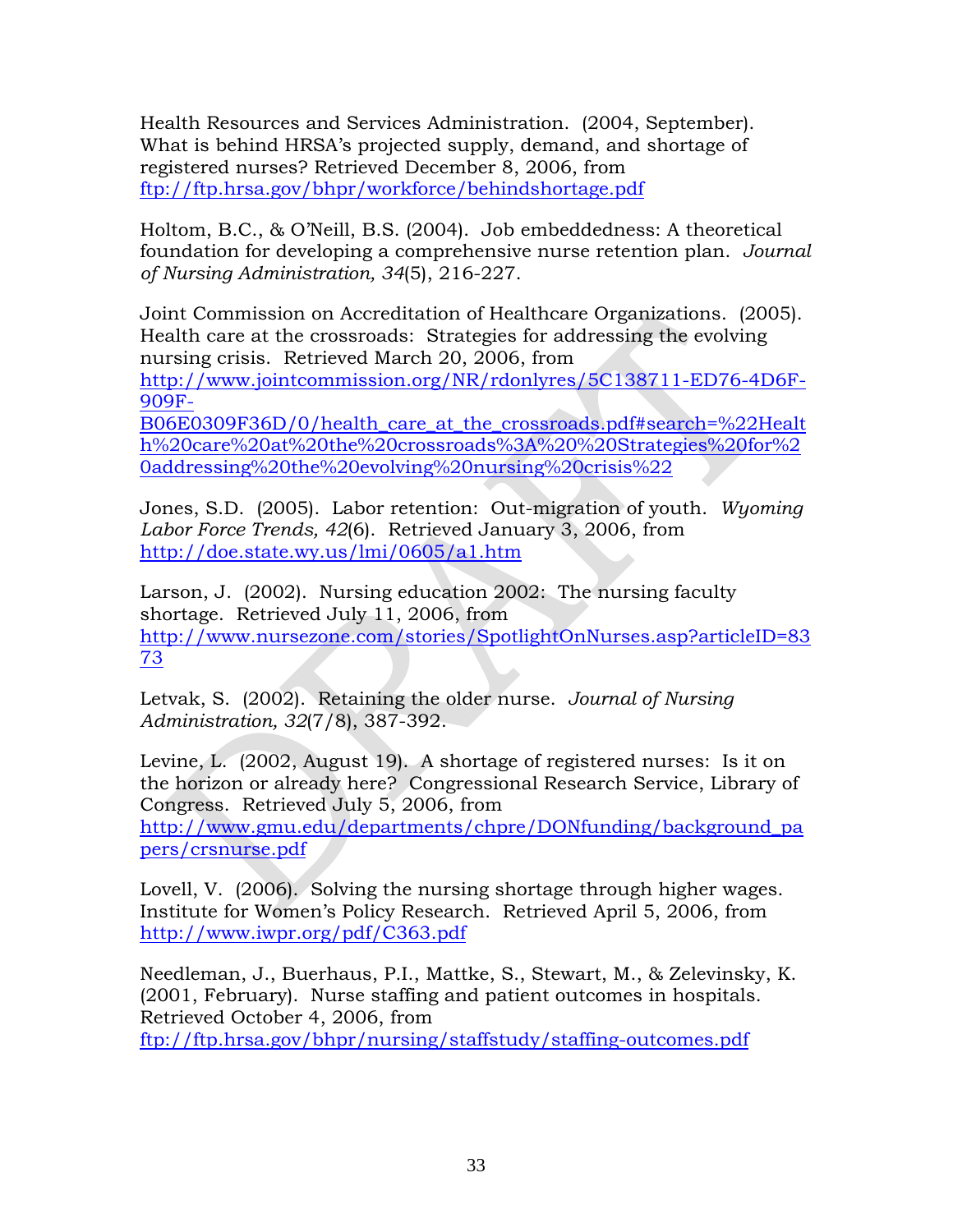Health Resources and Services Administration. (2004, September). What is behind HRSA's projected supply, demand, and shortage of registered nurses? Retrieved December 8, 2006, from ftp://ftp.hrsa.gov/bhpr/workforce/behindshortage.pdf

Holtom, B.C., & O'Neill, B.S. (2004). Job embeddedness: A theoretical foundation for developing a comprehensive nurse retention plan. *Journal of Nursing Administration, 34*(5), 216-227.

Joint Commission on Accreditation of Healthcare Organizations. (2005). Health care at the crossroads: Strategies for addressing the evolving nursing crisis. Retrieved March 20, 2006, from http://www.jointcommission.org/NR/rdonlyres/5C138711-ED76-4D6F-909F-B06E0309F36D/0/health_care_at_the_crossroads.pdf#search=%22Health%20care%20at%20the%20crossroads%3A%20%20Strategies%20for%20addressing%20the%20evolving%20nursing%20crisis%22

Jones, S.D. (2005). Labor retention: Out-migration of youth. *Wyoming Labor Force Trends, 42*(6). Retrieved January 3, 2006, from http://doe.state.wy.us/lmi/0605/a1.htm

Larson, J. (2002). Nursing education 2002: The nursing faculty shortage. Retrieved July 11, 2006, from http://www.nursezone.com/stories/SpotlightOnNurses.asp?articleID=8373

Letvak, S. (2002). Retaining the older nurse. *Journal of Nursing Administration, 32*(7/8), 387-392.

Levine, L. (2002, August 19). A shortage of registered nurses: Is it on the horizon or already here? Congressional Research Service, Library of Congress. Retrieved July 5, 2006, from http://www.gmu.edu/departments/chpre/DONfunding/background_papers/crsnurse.pdf

Lovell, V. (2006). Solving the nursing shortage through higher wages. Institute for Women's Policy Research. Retrieved April 5, 2006, from http://www.iwpr.org/pdf/C363.pdf

Needleman, J., Buerhaus, P.I., Mattke, S., Stewart, M., & Zelevinsky, K. (2001, February). Nurse staffing and patient outcomes in hospitals. Retrieved October 4, 2006, from ftp://ftp.hrsa.gov/bhpr/nursing/staffstudy/staffing-outcomes.pdf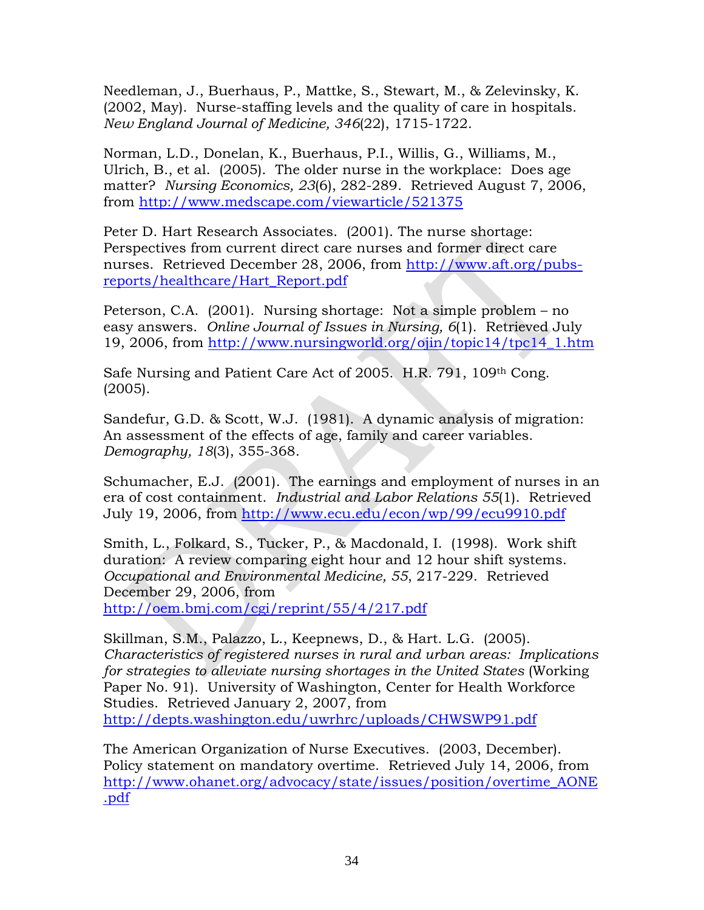Needleman, J., Buerhaus, P., Mattke, S., Stewart, M., & Zelevinsky, K. (2002, May). Nurse-staffing levels and the quality of care in hospitals. *New England Journal of Medicine, 346*(22), 1715-1722.

Norman, L.D., Donelan, K., Buerhaus, P.I., Willis, G., Williams, M., Ulrich, B., et al. (2005). The older nurse in the workplace: Does age matter? *Nursing Economics, 23*(6), 282-289. Retrieved August 7, 2006, from http://www.medscape.com/viewarticle/521375

Peter D. Hart Research Associates. (2001). The nurse shortage: Perspectives from current direct care nurses and former direct care nurses. Retrieved December 28, 2006, from http://www.aft.org/pubs-reports/healthcare/Hart_Report.pdf

Peterson, C.A. (2001). Nursing shortage: Not a simple problem – no easy answers. *Online Journal of Issues in Nursing, 6*(1). Retrieved July 19, 2006, from http://www.nursingworld.org/ojin/topic14/tpc14_1.htm

Safe Nursing and Patient Care Act of 2005. H.R. 791, 109th Cong. (2005).

Sandefur, G.D. & Scott, W.J. (1981). A dynamic analysis of migration: An assessment of the effects of age, family and career variables. *Demography, 18*(3), 355-368.

Schumacher, E.J. (2001). The earnings and employment of nurses in an era of cost containment. *Industrial and Labor Relations 55*(1). Retrieved July 19, 2006, from http://www.ecu.edu/econ/wp/99/ecu9910.pdf

Smith, L., Folkard, S., Tucker, P., & Macdonald, I. (1998). Work shift duration: A review comparing eight hour and 12 hour shift systems. *Occupational and Environmental Medicine, 55*, 217-229. Retrieved December 29, 2006, from http://oem.bmj.com/cgi/reprint/55/4/217.pdf

Skillman, S.M., Palazzo, L., Keepnews, D., & Hart. L.G. (2005). *Characteristics of registered nurses in rural and urban areas: Implications for strategies to alleviate nursing shortages in the United States* (Working Paper No. 91). University of Washington, Center for Health Workforce Studies. Retrieved January 2, 2007, from http://depts.washington.edu/uwrhrc/uploads/CHWSWP91.pdf

The American Organization of Nurse Executives. (2003, December). Policy statement on mandatory overtime. Retrieved July 14, 2006, from http://www.ohanet.org/advocacy/state/issues/position/overtime_AONE.pdf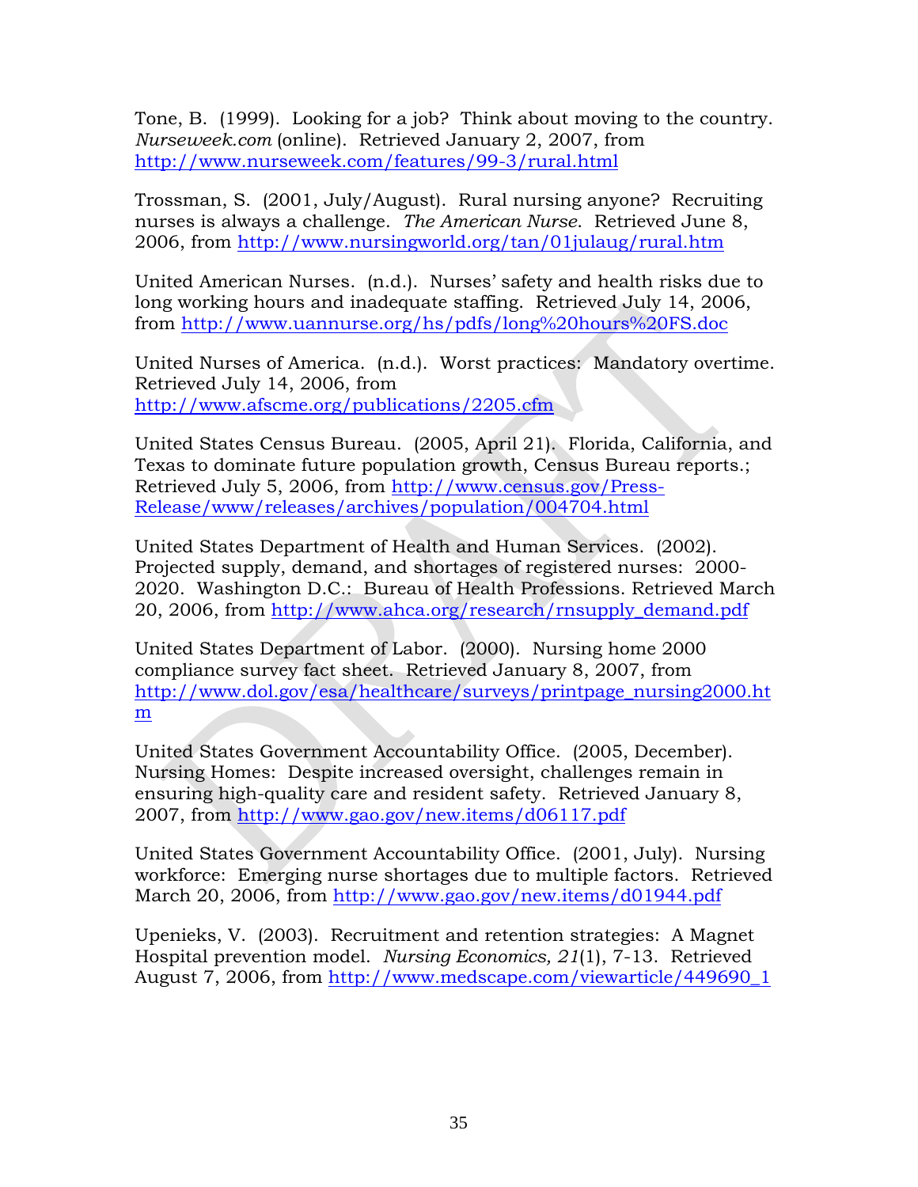Tone, B. (1999). Looking for a job? Think about moving to the country. *Nurseweek.com* (online). Retrieved January 2, 2007, from http://www.nurseweek.com/features/99-3/rural.html

Trossman, S. (2001, July/August). Rural nursing anyone? Recruiting nurses is always a challenge. *The American Nurse*. Retrieved June 8, 2006, from http://www.nursingworld.org/tan/01julaug/rural.htm

United American Nurses. (n.d.). Nurses' safety and health risks due to long working hours and inadequate staffing. Retrieved July 14, 2006, from http://www.uannurse.org/hs/pdfs/long%20hours%20FS.doc

United Nurses of America. (n.d.). Worst practices: Mandatory overtime. Retrieved July 14, 2006, from http://www.afscme.org/publications/2205.cfm

United States Census Bureau. (2005, April 21). Florida, California, and Texas to dominate future population growth, Census Bureau reports.; Retrieved July 5, 2006, from http://www.census.gov/Press-Release/www/releases/archives/population/004704.html

United States Department of Health and Human Services. (2002). Projected supply, demand, and shortages of registered nurses: 2000-2020. Washington D.C.: Bureau of Health Professions. Retrieved March 20, 2006, from http://www.ahca.org/research/rnsupply_demand.pdf

United States Department of Labor. (2000). Nursing home 2000 compliance survey fact sheet. Retrieved January 8, 2007, from http://www.dol.gov/esa/healthcare/surveys/printpage_nursing2000.htm

United States Government Accountability Office. (2005, December). Nursing Homes: Despite increased oversight, challenges remain in ensuring high-quality care and resident safety. Retrieved January 8, 2007, from http://www.gao.gov/new.items/d06117.pdf

United States Government Accountability Office. (2001, July). Nursing workforce: Emerging nurse shortages due to multiple factors. Retrieved March 20, 2006, from http://www.gao.gov/new.items/d01944.pdf

Upenieks, V. (2003). Recruitment and retention strategies: A Magnet Hospital prevention model. *Nursing Economics, 21*(1), 7-13. Retrieved August 7, 2006, from http://www.medscape.com/viewarticle/449690_1